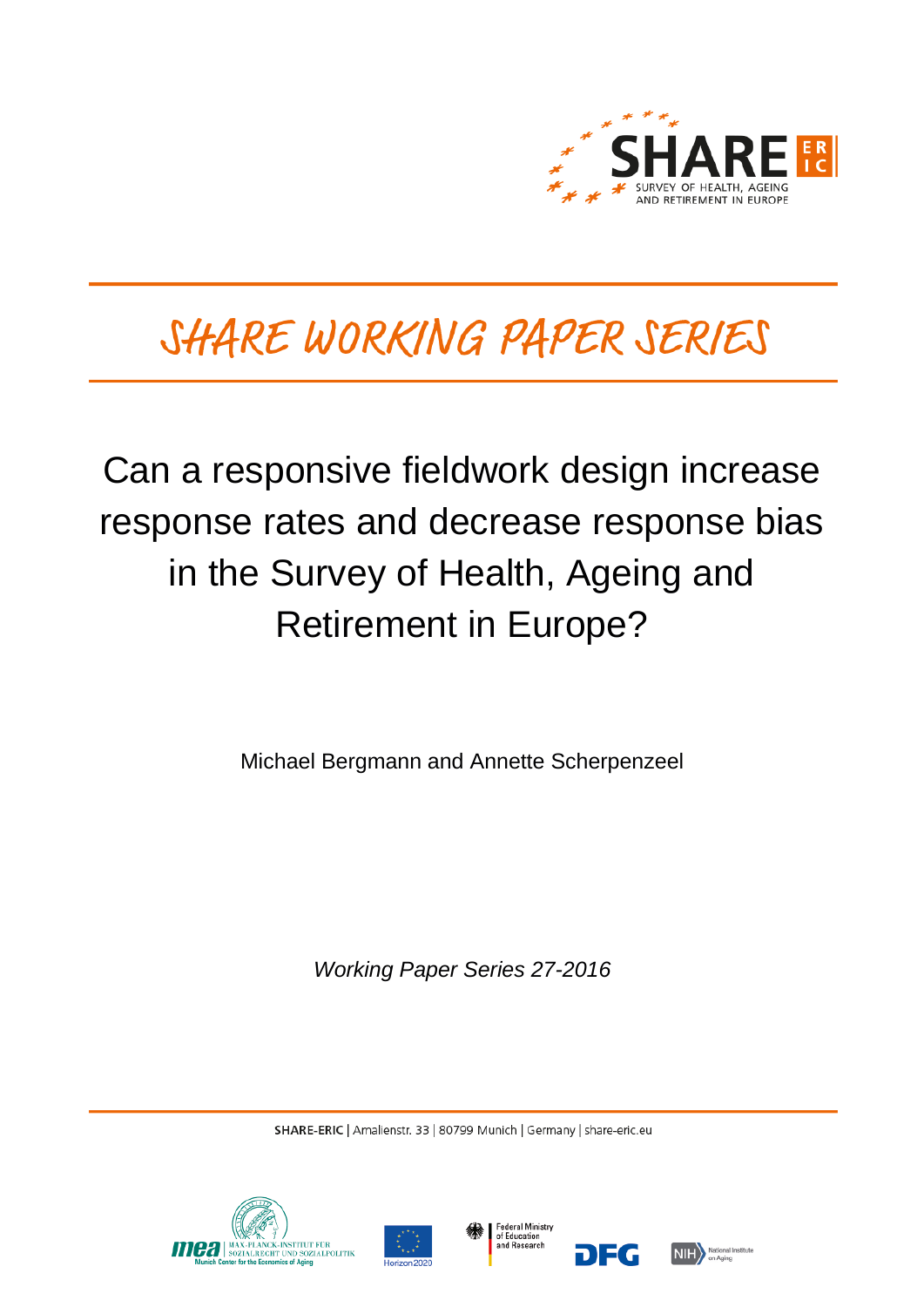SHARE
SURVEY OF HEALTH, AGEING AND RETIREMENT IN EUROPE

# SHARE WORKING PAPER SERIES

# Can a responsive fieldwork design increase response rates and decrease response bias in the Survey of Health, Ageing and Retirement in Europe?

Michael Bergmann and Annette Scherpenzeel

*Working Paper Series 27-2016*

**SHARE-ERIC** | Amalienstr. 33 | 80799 Munich | Germany | share-eric.eu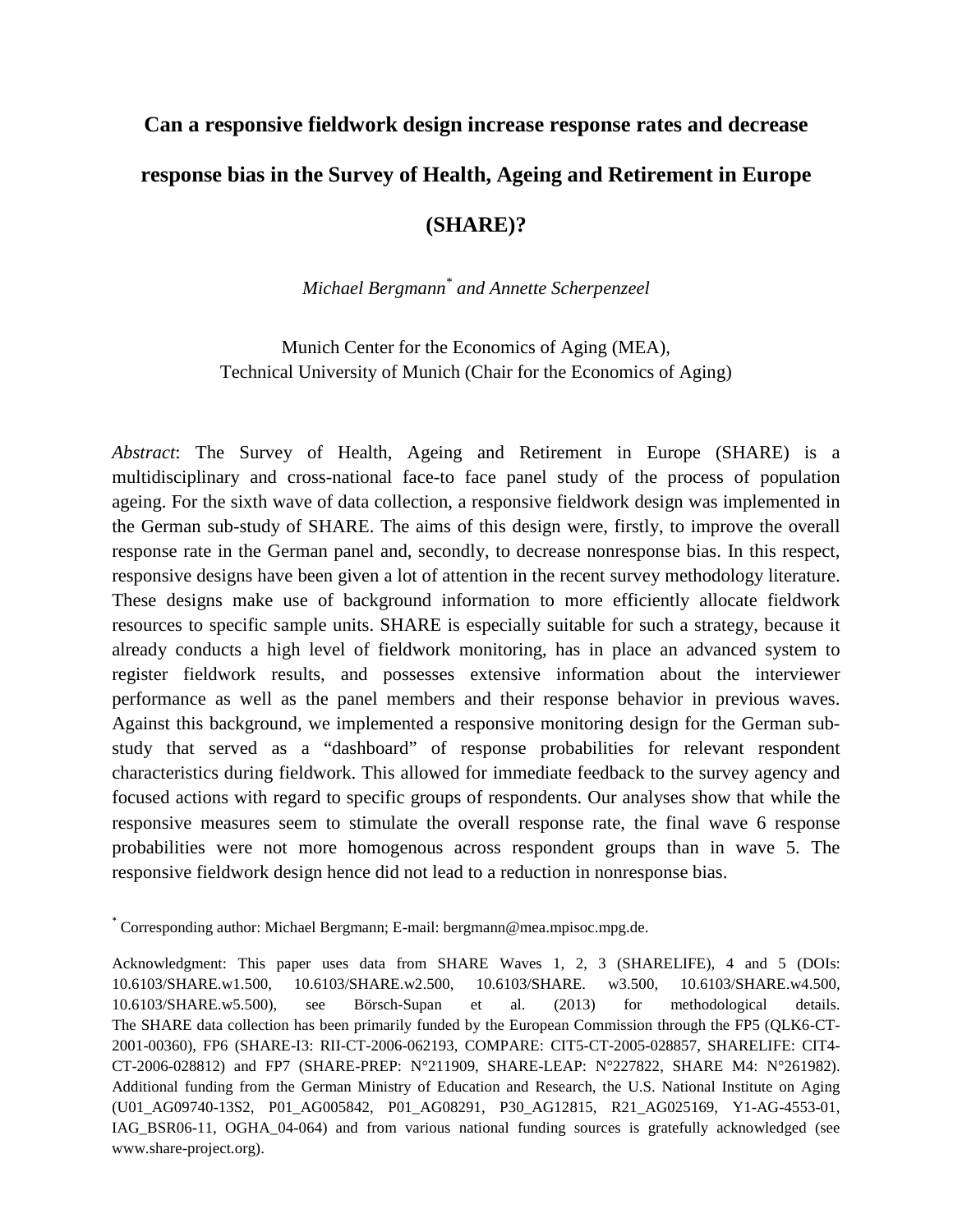# Can a responsive fieldwork design increase response rates and decrease response bias in the Survey of Health, Ageing and Retirement in Europe (SHARE)?

*Michael Bergmann*[*] *and Annette Scherpenzeel*

Munich Center for the Economics of Aging (MEA),
Technical University of Munich (Chair for the Economics of Aging)

*Abstract*: The Survey of Health, Ageing and Retirement in Europe (SHARE) is a multidisciplinary and cross-national face-to face panel study of the process of population ageing. For the sixth wave of data collection, a responsive fieldwork design was implemented in the German sub-study of SHARE. The aims of this design were, firstly, to improve the overall response rate in the German panel and, secondly, to decrease nonresponse bias. In this respect, responsive designs have been given a lot of attention in the recent survey methodology literature. These designs make use of background information to more efficiently allocate fieldwork resources to specific sample units. SHARE is especially suitable for such a strategy, because it already conducts a high level of fieldwork monitoring, has in place an advanced system to register fieldwork results, and possesses extensive information about the interviewer performance as well as the panel members and their response behavior in previous waves. Against this background, we implemented a responsive monitoring design for the German sub-study that served as a "dashboard" of response probabilities for relevant respondent characteristics during fieldwork. This allowed for immediate feedback to the survey agency and focused actions with regard to specific groups of respondents. Our analyses show that while the responsive measures seem to stimulate the overall response rate, the final wave 6 response probabilities were not more homogenous across respondent groups than in wave 5. The responsive fieldwork design hence did not lead to a reduction in nonresponse bias.

[*] Corresponding author: Michael Bergmann; E-mail: bergmann@mea.mpisoc.mpg.de.

Acknowledgment: This paper uses data from SHARE Waves 1, 2, 3 (SHARELIFE), 4 and 5 (DOIs: 10.6103/SHARE.w1.500, 10.6103/SHARE.w2.500, 10.6103/SHARE. w3.500, 10.6103/SHARE.w4.500, 10.6103/SHARE.w5.500), see Börsch-Supan et al. (2013) for methodological details. The SHARE data collection has been primarily funded by the European Commission through the FP5 (QLK6-CT-2001-00360), FP6 (SHARE-I3: RII-CT-2006-062193, COMPARE: CIT5-CT-2005-028857, SHARELIFE: CIT4-CT-2006-028812) and FP7 (SHARE-PREP: N°211909, SHARE-LEAP: N°227822, SHARE M4: N°261982). Additional funding from the German Ministry of Education and Research, the U.S. National Institute on Aging (U01_AG09740-13S2, P01_AG005842, P01_AG08291, P30_AG12815, R21_AG025169, Y1-AG-4553-01, IAG_BSR06-11, OGHA_04-064) and from various national funding sources is gratefully acknowledged (see www.share-project.org).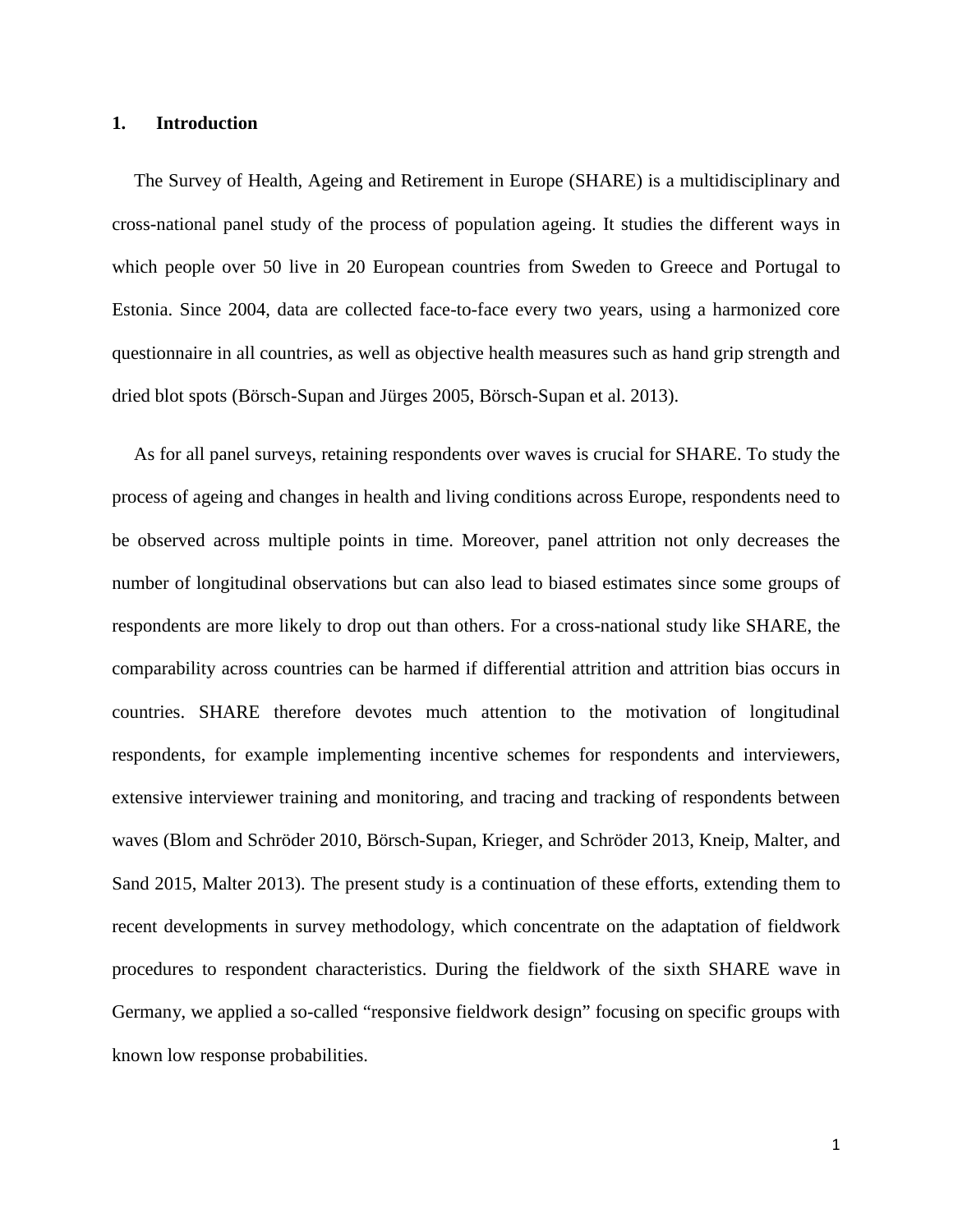## 1. Introduction

The Survey of Health, Ageing and Retirement in Europe (SHARE) is a multidisciplinary and cross-national panel study of the process of population ageing. It studies the different ways in which people over 50 live in 20 European countries from Sweden to Greece and Portugal to Estonia. Since 2004, data are collected face-to-face every two years, using a harmonized core questionnaire in all countries, as well as objective health measures such as hand grip strength and dried blot spots (Börsch-Supan and Jürges 2005, Börsch-Supan et al. 2013).

As for all panel surveys, retaining respondents over waves is crucial for SHARE. To study the process of ageing and changes in health and living conditions across Europe, respondents need to be observed across multiple points in time. Moreover, panel attrition not only decreases the number of longitudinal observations but can also lead to biased estimates since some groups of respondents are more likely to drop out than others. For a cross-national study like SHARE, the comparability across countries can be harmed if differential attrition and attrition bias occurs in countries. SHARE therefore devotes much attention to the motivation of longitudinal respondents, for example implementing incentive schemes for respondents and interviewers, extensive interviewer training and monitoring, and tracing and tracking of respondents between waves (Blom and Schröder 2010, Börsch-Supan, Krieger, and Schröder 2013, Kneip, Malter, and Sand 2015, Malter 2013). The present study is a continuation of these efforts, extending them to recent developments in survey methodology, which concentrate on the adaptation of fieldwork procedures to respondent characteristics. During the fieldwork of the sixth SHARE wave in Germany, we applied a so-called "responsive fieldwork design" focusing on specific groups with known low response probabilities.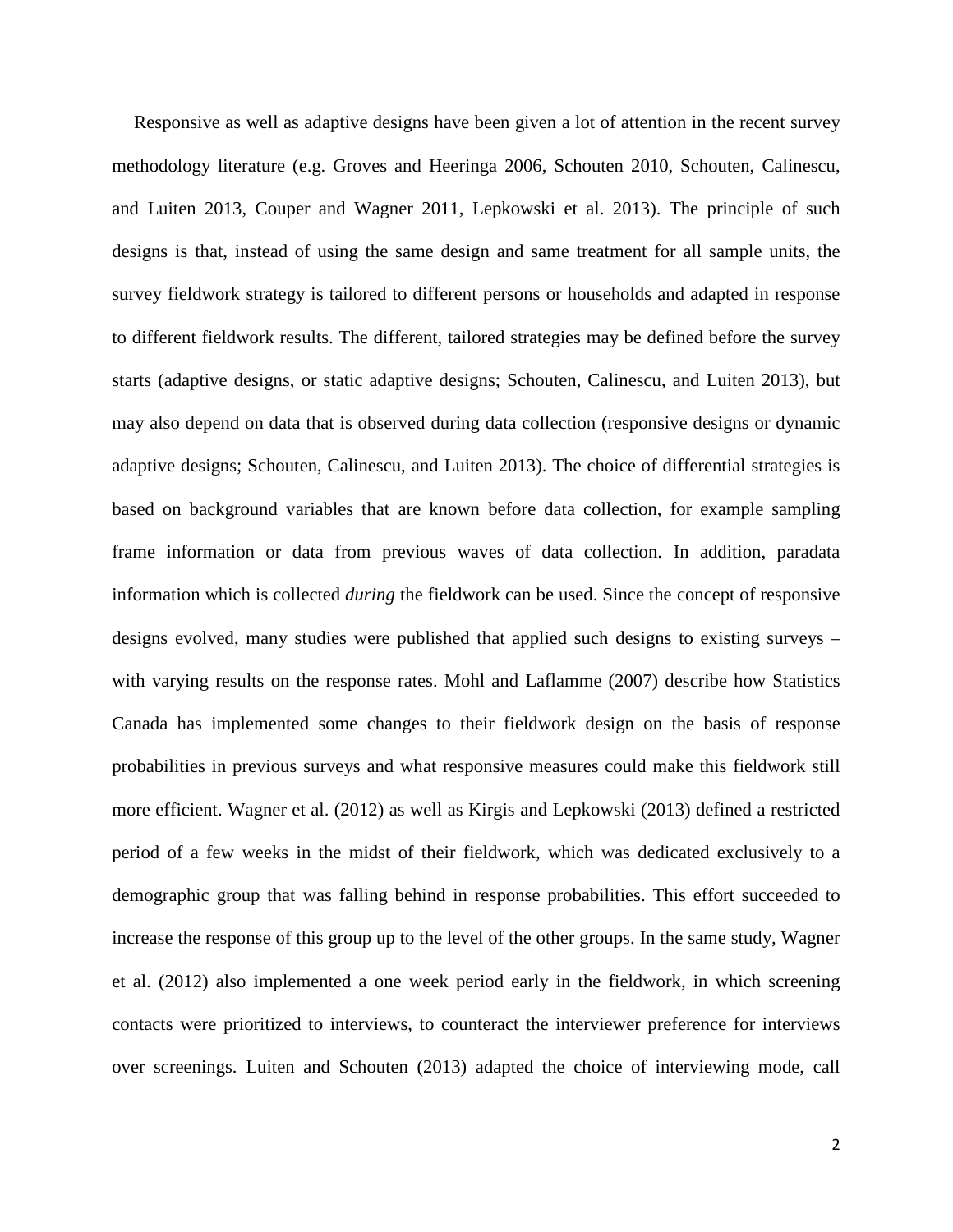Responsive as well as adaptive designs have been given a lot of attention in the recent survey methodology literature (e.g. Groves and Heeringa 2006, Schouten 2010, Schouten, Calinescu, and Luiten 2013, Couper and Wagner 2011, Lepkowski et al. 2013). The principle of such designs is that, instead of using the same design and same treatment for all sample units, the survey fieldwork strategy is tailored to different persons or households and adapted in response to different fieldwork results. The different, tailored strategies may be defined before the survey starts (adaptive designs, or static adaptive designs; Schouten, Calinescu, and Luiten 2013), but may also depend on data that is observed during data collection (responsive designs or dynamic adaptive designs; Schouten, Calinescu, and Luiten 2013). The choice of differential strategies is based on background variables that are known before data collection, for example sampling frame information or data from previous waves of data collection. In addition, paradata information which is collected *during* the fieldwork can be used. Since the concept of responsive designs evolved, many studies were published that applied such designs to existing surveys – with varying results on the response rates. Mohl and Laflamme (2007) describe how Statistics Canada has implemented some changes to their fieldwork design on the basis of response probabilities in previous surveys and what responsive measures could make this fieldwork still more efficient. Wagner et al. (2012) as well as Kirgis and Lepkowski (2013) defined a restricted period of a few weeks in the midst of their fieldwork, which was dedicated exclusively to a demographic group that was falling behind in response probabilities. This effort succeeded to increase the response of this group up to the level of the other groups. In the same study, Wagner et al. (2012) also implemented a one week period early in the fieldwork, in which screening contacts were prioritized to interviews, to counteract the interviewer preference for interviews over screenings. Luiten and Schouten (2013) adapted the choice of interviewing mode, call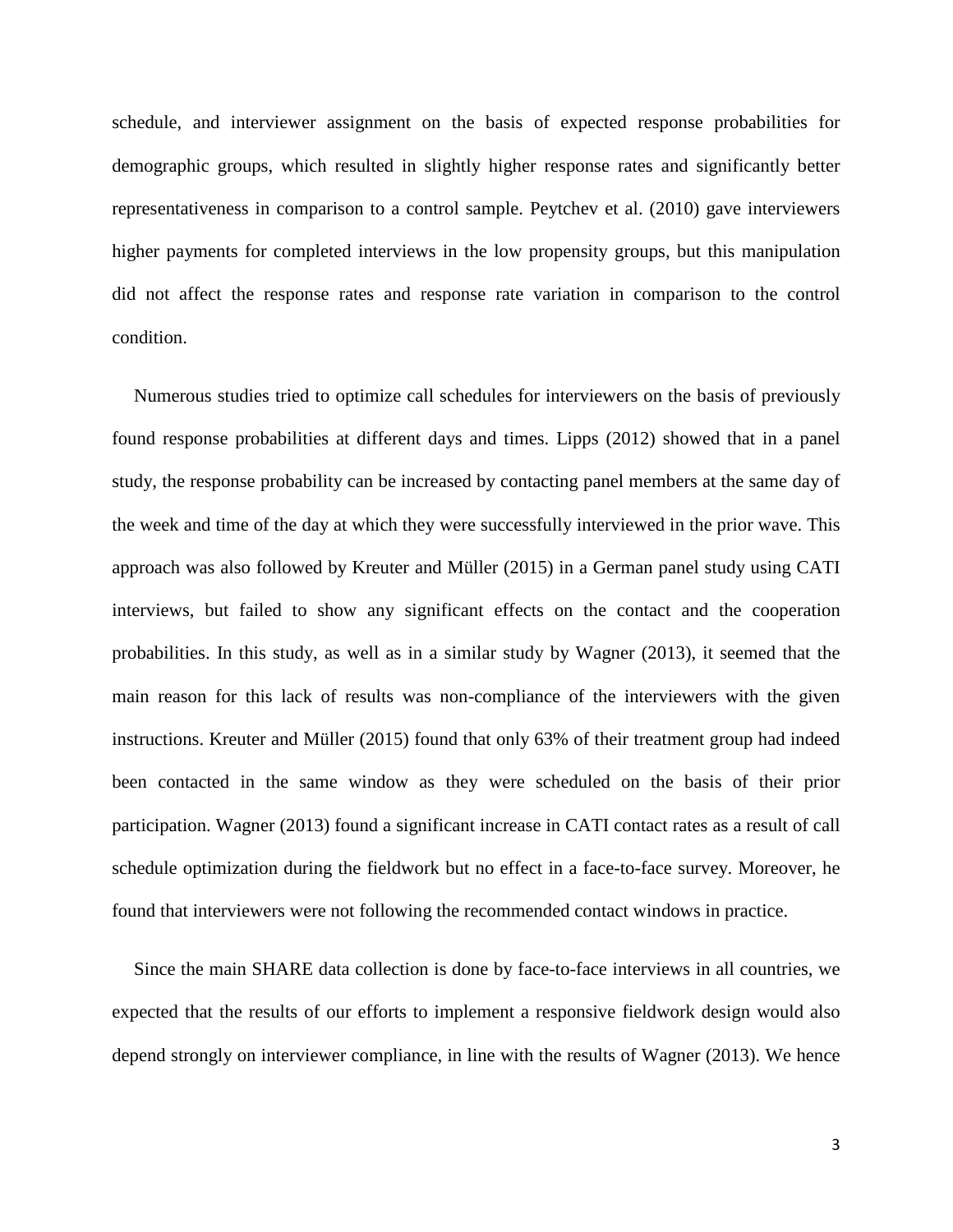schedule, and interviewer assignment on the basis of expected response probabilities for demographic groups, which resulted in slightly higher response rates and significantly better representativeness in comparison to a control sample. Peytchev et al. (2010) gave interviewers higher payments for completed interviews in the low propensity groups, but this manipulation did not affect the response rates and response rate variation in comparison to the control condition.

Numerous studies tried to optimize call schedules for interviewers on the basis of previously found response probabilities at different days and times. Lipps (2012) showed that in a panel study, the response probability can be increased by contacting panel members at the same day of the week and time of the day at which they were successfully interviewed in the prior wave. This approach was also followed by Kreuter and Müller (2015) in a German panel study using CATI interviews, but failed to show any significant effects on the contact and the cooperation probabilities. In this study, as well as in a similar study by Wagner (2013), it seemed that the main reason for this lack of results was non-compliance of the interviewers with the given instructions. Kreuter and Müller (2015) found that only 63% of their treatment group had indeed been contacted in the same window as they were scheduled on the basis of their prior participation. Wagner (2013) found a significant increase in CATI contact rates as a result of call schedule optimization during the fieldwork but no effect in a face-to-face survey. Moreover, he found that interviewers were not following the recommended contact windows in practice.

Since the main SHARE data collection is done by face-to-face interviews in all countries, we expected that the results of our efforts to implement a responsive fieldwork design would also depend strongly on interviewer compliance, in line with the results of Wagner (2013). We hence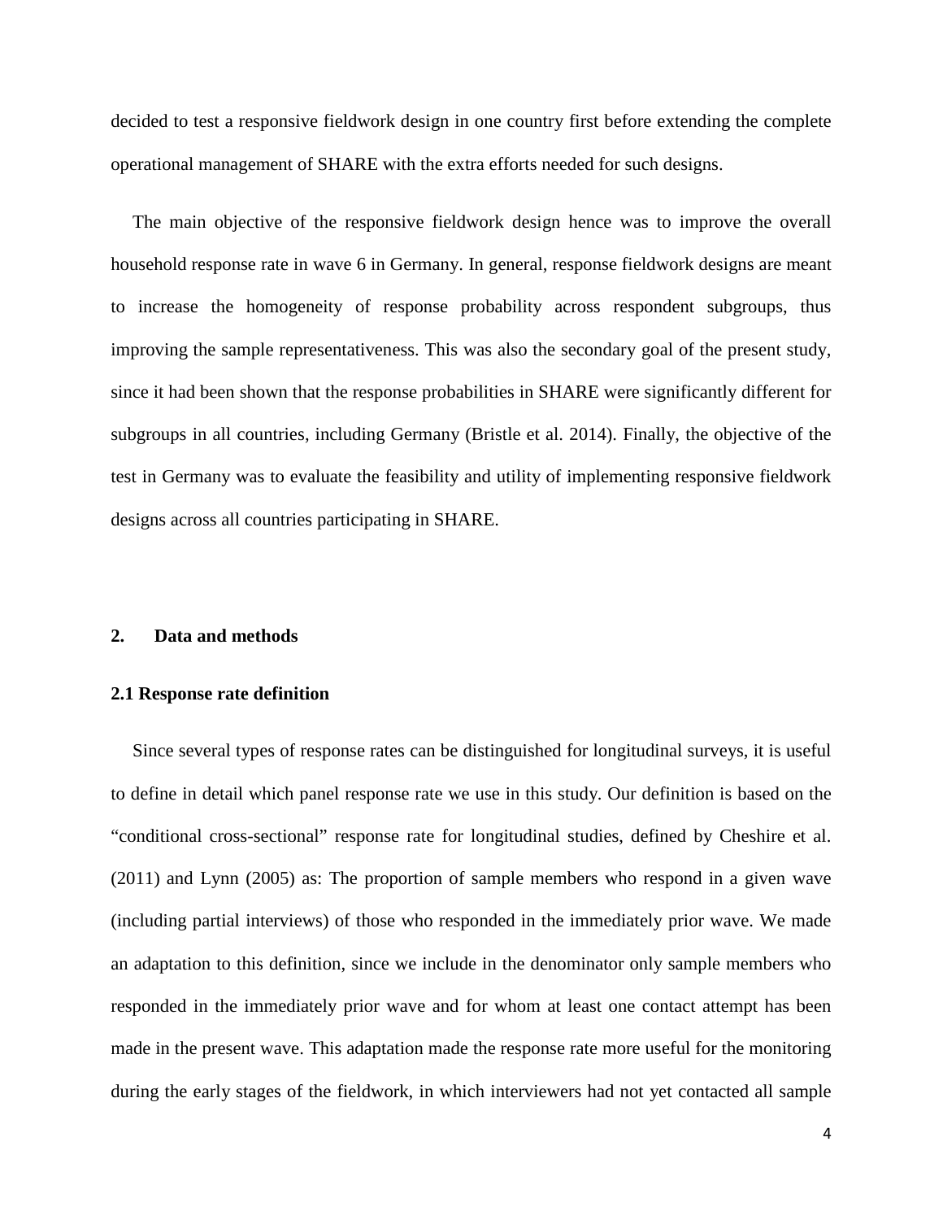decided to test a responsive fieldwork design in one country first before extending the complete operational management of SHARE with the extra efforts needed for such designs.

The main objective of the responsive fieldwork design hence was to improve the overall household response rate in wave 6 in Germany. In general, response fieldwork designs are meant to increase the homogeneity of response probability across respondent subgroups, thus improving the sample representativeness. This was also the secondary goal of the present study, since it had been shown that the response probabilities in SHARE were significantly different for subgroups in all countries, including Germany (Bristle et al. 2014). Finally, the objective of the test in Germany was to evaluate the feasibility and utility of implementing responsive fieldwork designs across all countries participating in SHARE.

## 2. Data and methods

### 2.1 Response rate definition

Since several types of response rates can be distinguished for longitudinal surveys, it is useful to define in detail which panel response rate we use in this study. Our definition is based on the "conditional cross-sectional" response rate for longitudinal studies, defined by Cheshire et al. (2011) and Lynn (2005) as: The proportion of sample members who respond in a given wave (including partial interviews) of those who responded in the immediately prior wave. We made an adaptation to this definition, since we include in the denominator only sample members who responded in the immediately prior wave and for whom at least one contact attempt has been made in the present wave. This adaptation made the response rate more useful for the monitoring during the early stages of the fieldwork, in which interviewers had not yet contacted all sample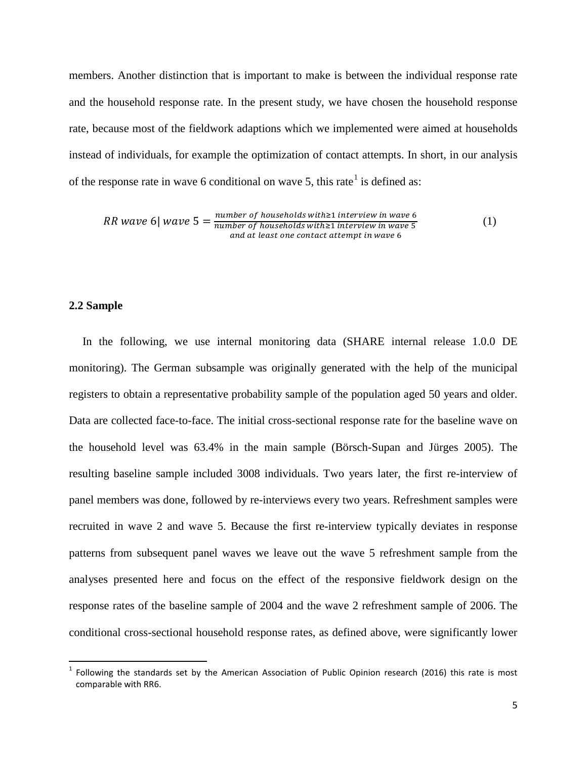members. Another distinction that is important to make is between the individual response rate and the household response rate. In the present study, we have chosen the household response rate, because most of the fieldwork adaptions which we implemented were aimed at households instead of individuals, for example the optimization of contact attempts. In short, in our analysis of the response rate in wave 6 conditional on wave 5, this rate[1] is defined as:

$$RR\ wave\ 6|\ wave\ 5 = \frac{number\ of\ households\ with \geq 1\ interview\ in\ wave\ 6}{\substack{number\ of\ households\ with \geq 1\ interview\ in\ wave\ 5 \\ and\ at\ least\ one\ contact\ attempt\ in\ wave\ 6}} \tag{1}$$

### 2.2 Sample

In the following, we use internal monitoring data (SHARE internal release 1.0.0 DE monitoring). The German subsample was originally generated with the help of the municipal registers to obtain a representative probability sample of the population aged 50 years and older. Data are collected face-to-face. The initial cross-sectional response rate for the baseline wave on the household level was 63.4% in the main sample (Börsch-Supan and Jürges 2005). The resulting baseline sample included 3008 individuals. Two years later, the first re-interview of panel members was done, followed by re-interviews every two years. Refreshment samples were recruited in wave 2 and wave 5. Because the first re-interview typically deviates in response patterns from subsequent panel waves we leave out the wave 5 refreshment sample from the analyses presented here and focus on the effect of the responsive fieldwork design on the response rates of the baseline sample of 2004 and the wave 2 refreshment sample of 2006. The conditional cross-sectional household response rates, as defined above, were significantly lower

[1] Following the standards set by the American Association of Public Opinion research (2016) this rate is most comparable with RR6.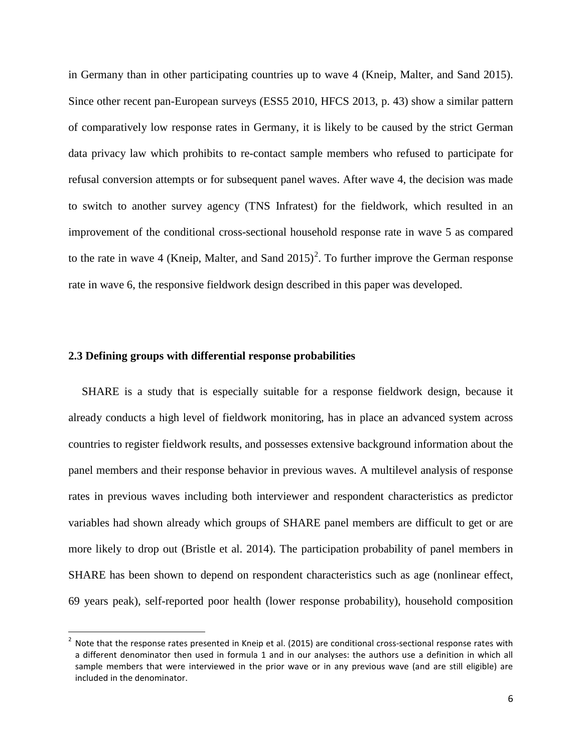in Germany than in other participating countries up to wave 4 (Kneip, Malter, and Sand 2015). Since other recent pan-European surveys (ESS5 2010, HFCS 2013, p. 43) show a similar pattern of comparatively low response rates in Germany, it is likely to be caused by the strict German data privacy law which prohibits to re-contact sample members who refused to participate for refusal conversion attempts or for subsequent panel waves. After wave 4, the decision was made to switch to another survey agency (TNS Infratest) for the fieldwork, which resulted in an improvement of the conditional cross-sectional household response rate in wave 5 as compared to the rate in wave 4 (Kneip, Malter, and Sand 2015)[2]. To further improve the German response rate in wave 6, the responsive fieldwork design described in this paper was developed.

### 2.3 Defining groups with differential response probabilities

SHARE is a study that is especially suitable for a response fieldwork design, because it already conducts a high level of fieldwork monitoring, has in place an advanced system across countries to register fieldwork results, and possesses extensive background information about the panel members and their response behavior in previous waves. A multilevel analysis of response rates in previous waves including both interviewer and respondent characteristics as predictor variables had shown already which groups of SHARE panel members are difficult to get or are more likely to drop out (Bristle et al. 2014). The participation probability of panel members in SHARE has been shown to depend on respondent characteristics such as age (nonlinear effect, 69 years peak), self-reported poor health (lower response probability), household composition

[2] Note that the response rates presented in Kneip et al. (2015) are conditional cross-sectional response rates with a different denominator then used in formula 1 and in our analyses: the authors use a definition in which all sample members that were interviewed in the prior wave or in any previous wave (and are still eligible) are included in the denominator.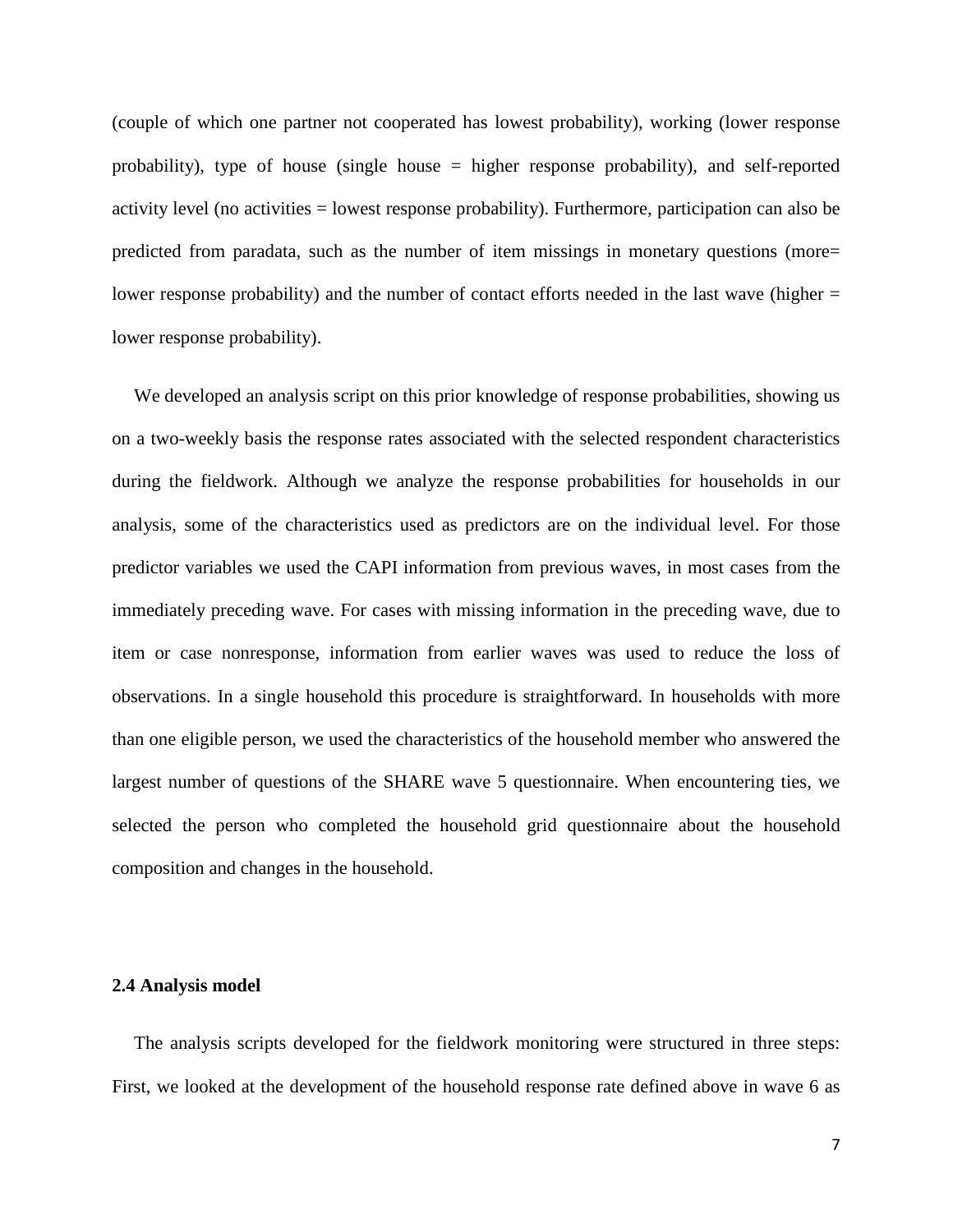(couple of which one partner not cooperated has lowest probability), working (lower response probability), type of house (single house = higher response probability), and self-reported activity level (no activities = lowest response probability). Furthermore, participation can also be predicted from paradata, such as the number of item missings in monetary questions (more= lower response probability) and the number of contact efforts needed in the last wave (higher = lower response probability).

We developed an analysis script on this prior knowledge of response probabilities, showing us on a two-weekly basis the response rates associated with the selected respondent characteristics during the fieldwork. Although we analyze the response probabilities for households in our analysis, some of the characteristics used as predictors are on the individual level. For those predictor variables we used the CAPI information from previous waves, in most cases from the immediately preceding wave. For cases with missing information in the preceding wave, due to item or case nonresponse, information from earlier waves was used to reduce the loss of observations. In a single household this procedure is straightforward. In households with more than one eligible person, we used the characteristics of the household member who answered the largest number of questions of the SHARE wave 5 questionnaire. When encountering ties, we selected the person who completed the household grid questionnaire about the household composition and changes in the household.

### 2.4 Analysis model

The analysis scripts developed for the fieldwork monitoring were structured in three steps: First, we looked at the development of the household response rate defined above in wave 6 as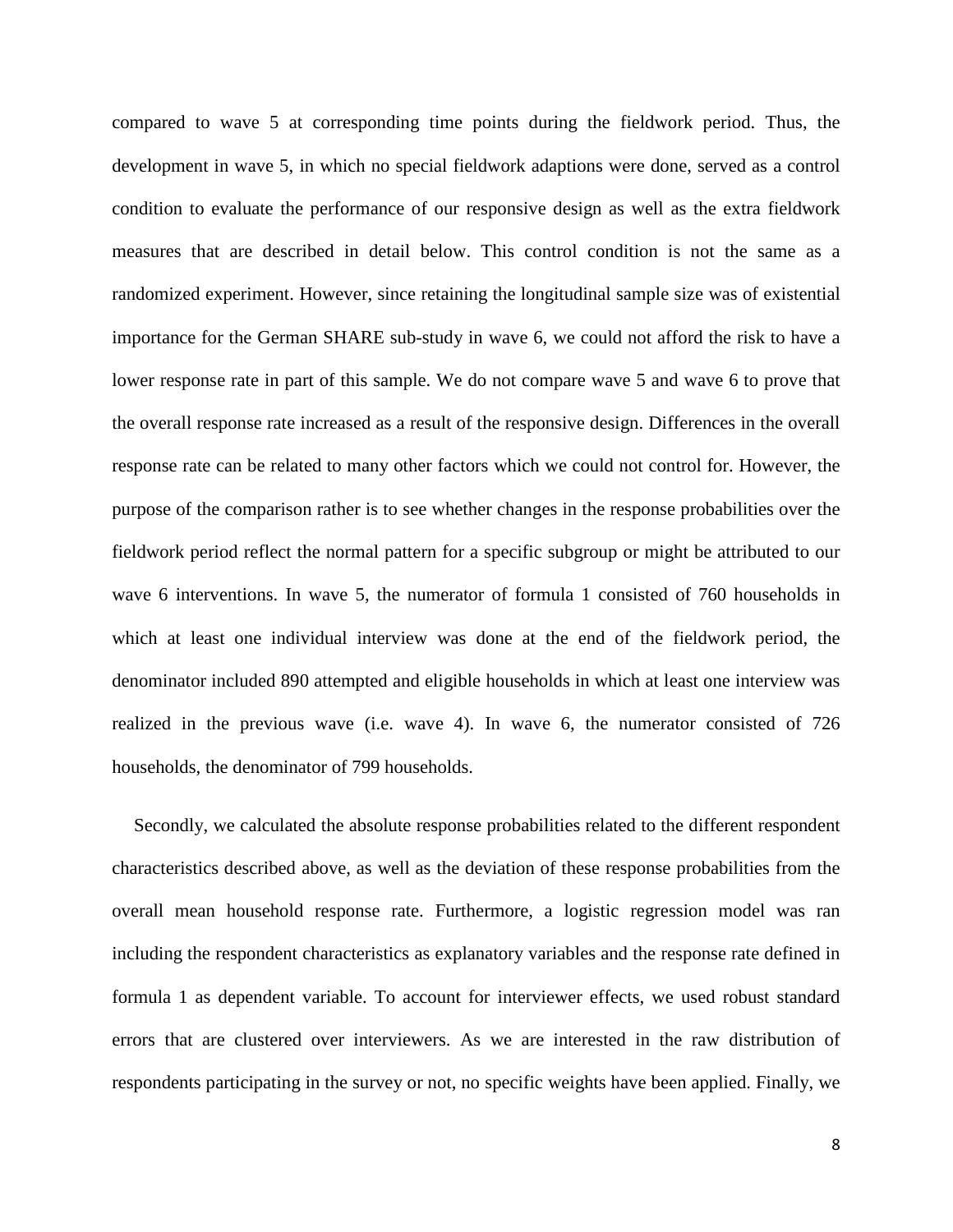compared to wave 5 at corresponding time points during the fieldwork period. Thus, the development in wave 5, in which no special fieldwork adaptions were done, served as a control condition to evaluate the performance of our responsive design as well as the extra fieldwork measures that are described in detail below. This control condition is not the same as a randomized experiment. However, since retaining the longitudinal sample size was of existential importance for the German SHARE sub-study in wave 6, we could not afford the risk to have a lower response rate in part of this sample. We do not compare wave 5 and wave 6 to prove that the overall response rate increased as a result of the responsive design. Differences in the overall response rate can be related to many other factors which we could not control for. However, the purpose of the comparison rather is to see whether changes in the response probabilities over the fieldwork period reflect the normal pattern for a specific subgroup or might be attributed to our wave 6 interventions. In wave 5, the numerator of formula 1 consisted of 760 households in which at least one individual interview was done at the end of the fieldwork period, the denominator included 890 attempted and eligible households in which at least one interview was realized in the previous wave (i.e. wave 4). In wave 6, the numerator consisted of 726 households, the denominator of 799 households.

Secondly, we calculated the absolute response probabilities related to the different respondent characteristics described above, as well as the deviation of these response probabilities from the overall mean household response rate. Furthermore, a logistic regression model was ran including the respondent characteristics as explanatory variables and the response rate defined in formula 1 as dependent variable. To account for interviewer effects, we used robust standard errors that are clustered over interviewers. As we are interested in the raw distribution of respondents participating in the survey or not, no specific weights have been applied. Finally, we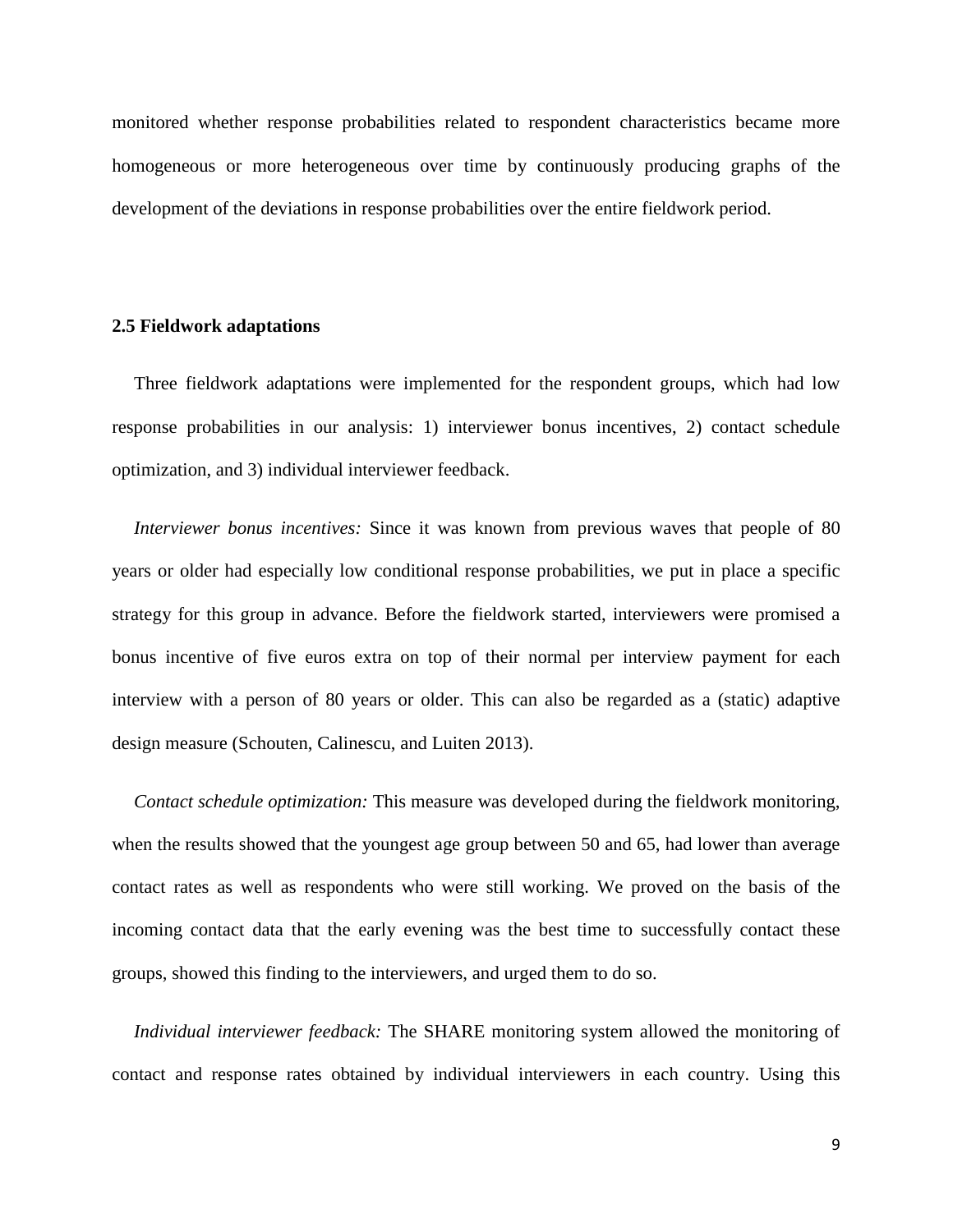monitored whether response probabilities related to respondent characteristics became more homogeneous or more heterogeneous over time by continuously producing graphs of the development of the deviations in response probabilities over the entire fieldwork period.

### 2.5 Fieldwork adaptations

Three fieldwork adaptations were implemented for the respondent groups, which had low response probabilities in our analysis: 1) interviewer bonus incentives, 2) contact schedule optimization, and 3) individual interviewer feedback.

*Interviewer bonus incentives:* Since it was known from previous waves that people of 80 years or older had especially low conditional response probabilities, we put in place a specific strategy for this group in advance. Before the fieldwork started, interviewers were promised a bonus incentive of five euros extra on top of their normal per interview payment for each interview with a person of 80 years or older. This can also be regarded as a (static) adaptive design measure (Schouten, Calinescu, and Luiten 2013).

*Contact schedule optimization:* This measure was developed during the fieldwork monitoring, when the results showed that the youngest age group between 50 and 65, had lower than average contact rates as well as respondents who were still working. We proved on the basis of the incoming contact data that the early evening was the best time to successfully contact these groups, showed this finding to the interviewers, and urged them to do so.

*Individual interviewer feedback:* The SHARE monitoring system allowed the monitoring of contact and response rates obtained by individual interviewers in each country. Using this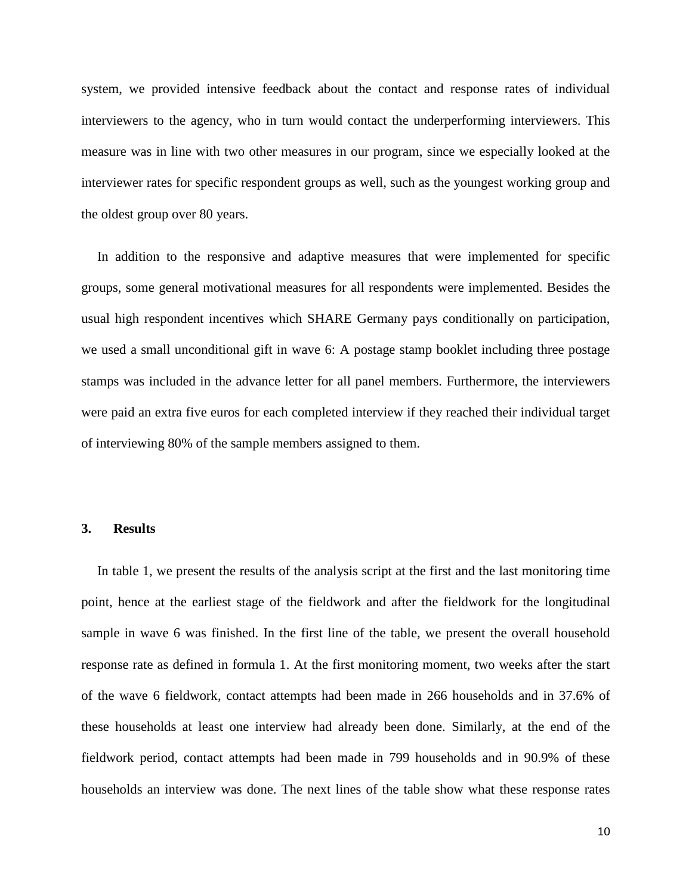system, we provided intensive feedback about the contact and response rates of individual interviewers to the agency, who in turn would contact the underperforming interviewers. This measure was in line with two other measures in our program, since we especially looked at the interviewer rates for specific respondent groups as well, such as the youngest working group and the oldest group over 80 years.

In addition to the responsive and adaptive measures that were implemented for specific groups, some general motivational measures for all respondents were implemented. Besides the usual high respondent incentives which SHARE Germany pays conditionally on participation, we used a small unconditional gift in wave 6: A postage stamp booklet including three postage stamps was included in the advance letter for all panel members. Furthermore, the interviewers were paid an extra five euros for each completed interview if they reached their individual target of interviewing 80% of the sample members assigned to them.

## 3. Results

In table 1, we present the results of the analysis script at the first and the last monitoring time point, hence at the earliest stage of the fieldwork and after the fieldwork for the longitudinal sample in wave 6 was finished. In the first line of the table, we present the overall household response rate as defined in formula 1. At the first monitoring moment, two weeks after the start of the wave 6 fieldwork, contact attempts had been made in 266 households and in 37.6% of these households at least one interview had already been done. Similarly, at the end of the fieldwork period, contact attempts had been made in 799 households and in 90.9% of these households an interview was done. The next lines of the table show what these response rates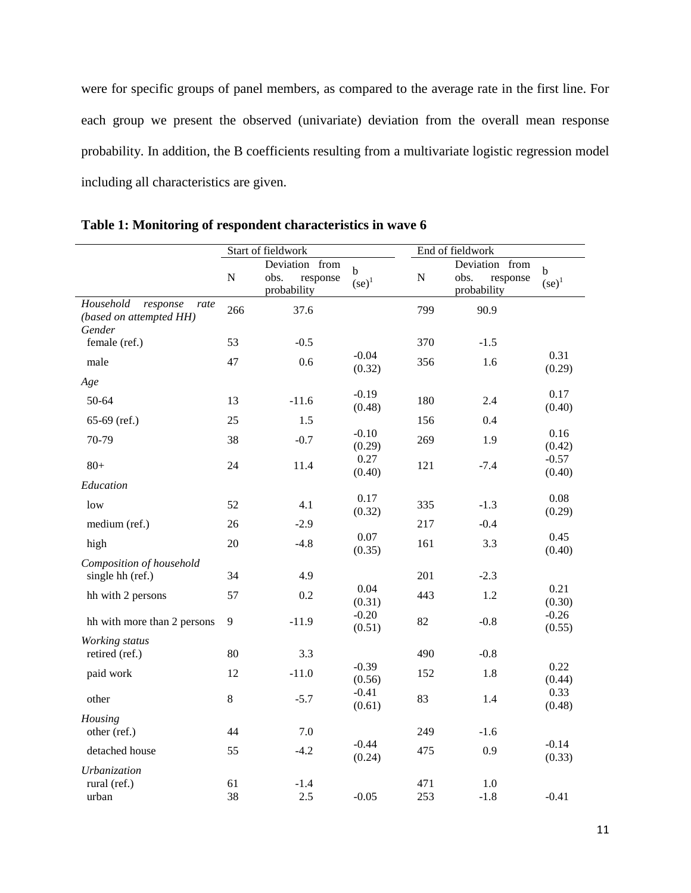were for specific groups of panel members, as compared to the average rate in the first line. For each group we present the observed (univariate) deviation from the overall mean response probability. In addition, the B coefficients resulting from a multivariate logistic regression model including all characteristics are given.

**Table 1: Monitoring of respondent characteristics in wave 6**

| | Start of fieldwork | | | End of fieldwork | | |
|---|---|---|---|---|---|---|
| | N | Deviation from obs. response probability | b (se)[1] | N | Deviation from obs. response probability | b (se)[1] |
| *Household response rate (based on attempted HH)* | 266 | 37.6 | | 799 | 90.9 | |
| *Gender* | | | | | | |
| female (ref.) | 53 | -0.5 | | 370 | -1.5 | |
| male | 47 | 0.6 | -0.04 (0.32) | 356 | 1.6 | 0.31 (0.29) |
| *Age* | | | | | | |
| 50-64 | 13 | -11.6 | -0.19 (0.48) | 180 | 2.4 | 0.17 (0.40) |
| 65-69 (ref.) | 25 | 1.5 | | 156 | 0.4 | |
| 70-79 | 38 | -0.7 | -0.10 (0.29) | 269 | 1.9 | 0.16 (0.42) |
| 80+ | 24 | 11.4 | 0.27 (0.40) | 121 | -7.4 | -0.57 (0.40) |
| *Education* | | | | | | |
| low | 52 | 4.1 | 0.17 (0.32) | 335 | -1.3 | 0.08 (0.29) |
| medium (ref.) | 26 | -2.9 | | 217 | -0.4 | |
| high | 20 | -4.8 | 0.07 (0.35) | 161 | 3.3 | 0.45 (0.40) |
| *Composition of household* | | | | | | |
| single hh (ref.) | 34 | 4.9 | | 201 | -2.3 | |
| hh with 2 persons | 57 | 0.2 | 0.04 (0.31) | 443 | 1.2 | 0.21 (0.30) |
| hh with more than 2 persons | 9 | -11.9 | -0.20 (0.51) | 82 | -0.8 | -0.26 (0.55) |
| *Working status* | | | | | | |
| retired (ref.) | 80 | 3.3 | | 490 | -0.8 | |
| paid work | 12 | -11.0 | -0.39 (0.56) | 152 | 1.8 | 0.22 (0.44) |
| other | 8 | -5.7 | -0.41 (0.61) | 83 | 1.4 | 0.33 (0.48) |
| *Housing* | | | | | | |
| other (ref.) | 44 | 7.0 | | 249 | -1.6 | |
| detached house | 55 | -4.2 | -0.44 (0.24) | 475 | 0.9 | -0.14 (0.33) |
| *Urbanization* | | | | | | |
| rural (ref.) | 61 | -1.4 | | 471 | 1.0 | |
| urban | 38 | 2.5 | -0.05 | 253 | -1.8 | -0.41 |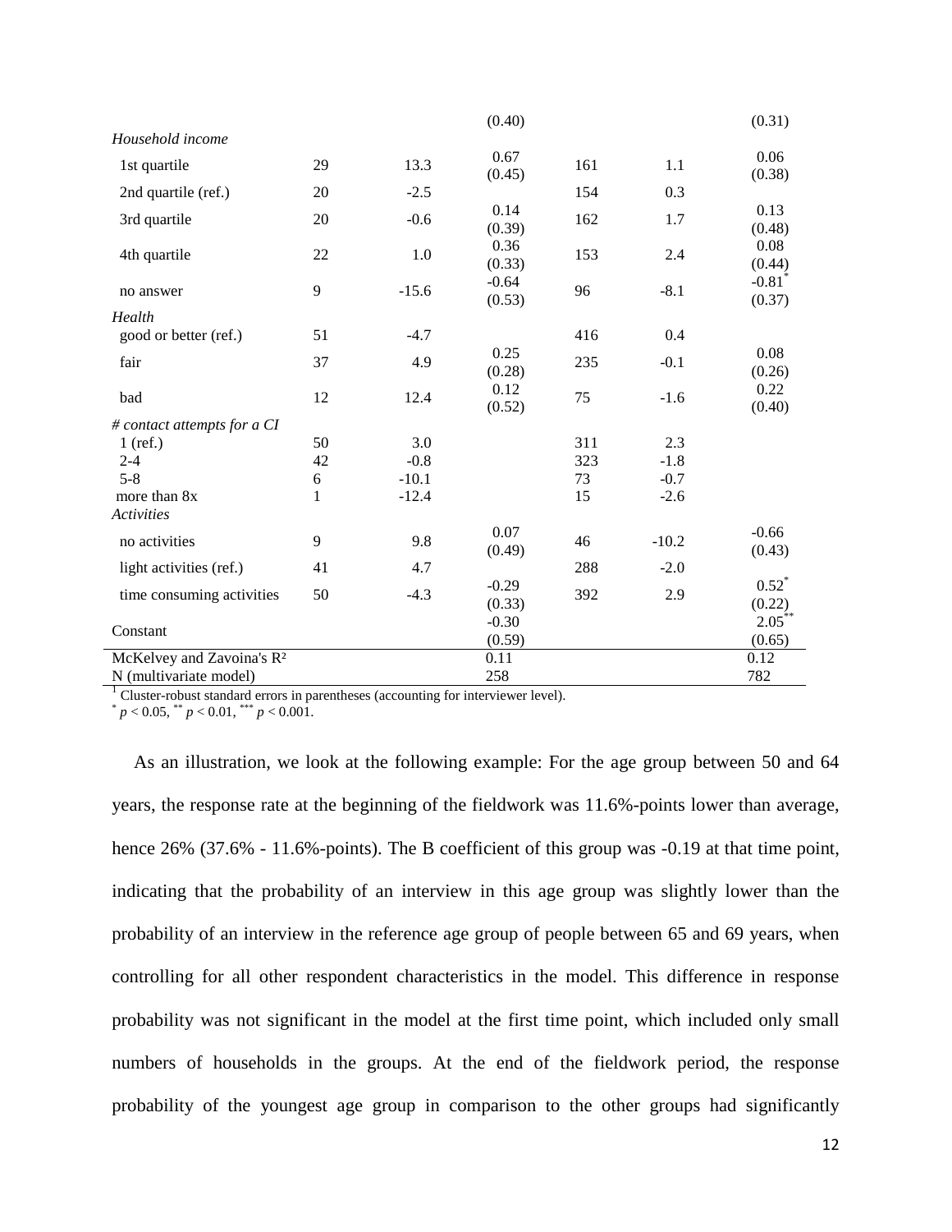| | | | | | | |
|---|---|---|---|---|---|---|
| | | | (0.40) | | | (0.31) |
| *Household income* | | | | | | |
| 1st quartile | 29 | 13.3 | 0.67 (0.45) | 161 | 1.1 | 0.06 (0.38) |
| 2nd quartile (ref.) | 20 | -2.5 | | 154 | 0.3 | |
| 3rd quartile | 20 | -0.6 | 0.14 (0.39) | 162 | 1.7 | 0.13 (0.48) |
| 4th quartile | 22 | 1.0 | 0.36 (0.33) | 153 | 2.4 | 0.08 (0.44) |
| no answer | 9 | -15.6 | -0.64 (0.53) | 96 | -8.1 | -0.81* (0.37) |
| *Health* | | | | | | |
| good or better (ref.) | 51 | -4.7 | | 416 | 0.4 | |
| fair | 37 | 4.9 | 0.25 (0.28) | 235 | -0.1 | 0.08 (0.26) |
| bad | 12 | 12.4 | 0.12 (0.52) | 75 | -1.6 | 0.22 (0.40) |
| *# contact attempts for a CI* | | | | | | |
| 1 (ref.) | 50 | 3.0 | | 311 | 2.3 | |
| 2-4 | 42 | -0.8 | | 323 | -1.8 | |
| 5-8 | 6 | -10.1 | | 73 | -0.7 | |
| more than 8x | 1 | -12.4 | | 15 | -2.6 | |
| *Activities* | | | | | | |
| no activities | 9 | 9.8 | 0.07 (0.49) | 46 | -10.2 | -0.66 (0.43) |
| light activities (ref.) | 41 | 4.7 | | 288 | -2.0 | |
| time consuming activities | 50 | -4.3 | -0.29 (0.33) | 392 | 2.9 | 0.52* (0.22) |
| Constant | | | -0.30 (0.59) | | | 2.05** (0.65) |
| McKelvey and Zavoina's $R^2$ | | | 0.11 | | | 0.12 |
| N (multivariate model) | | | 258 | | | 782 |

[1] Cluster-robust standard errors in parentheses (accounting for interviewer level).
\* $p < 0.05$, \*\* $p < 0.01$, \*\*\* $p < 0.001$.

As an illustration, we look at the following example: For the age group between 50 and 64 years, the response rate at the beginning of the fieldwork was 11.6%-points lower than average, hence 26% (37.6% - 11.6%-points). The B coefficient of this group was -0.19 at that time point, indicating that the probability of an interview in this age group was slightly lower than the probability of an interview in the reference age group of people between 65 and 69 years, when controlling for all other respondent characteristics in the model. This difference in response probability was not significant in the model at the first time point, which included only small numbers of households in the groups. At the end of the fieldwork period, the response probability of the youngest age group in comparison to the other groups had significantly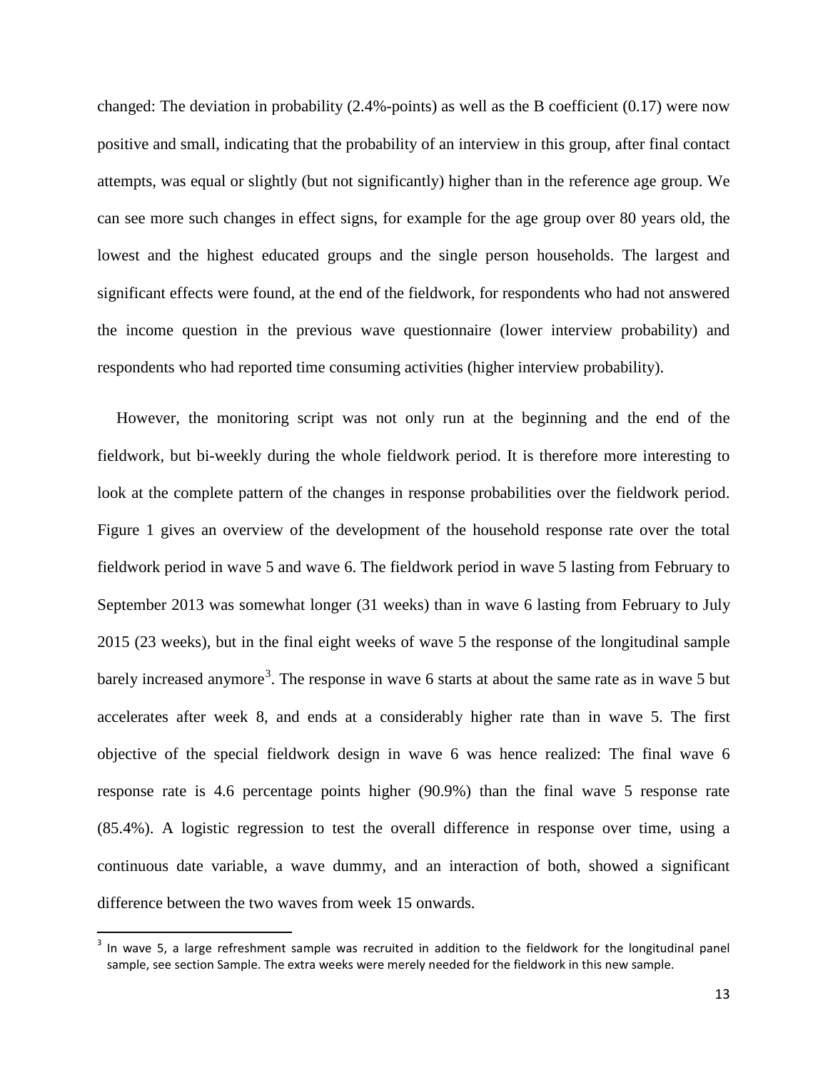changed: The deviation in probability (2.4%-points) as well as the B coefficient (0.17) were now positive and small, indicating that the probability of an interview in this group, after final contact attempts, was equal or slightly (but not significantly) higher than in the reference age group. We can see more such changes in effect signs, for example for the age group over 80 years old, the lowest and the highest educated groups and the single person households. The largest and significant effects were found, at the end of the fieldwork, for respondents who had not answered the income question in the previous wave questionnaire (lower interview probability) and respondents who had reported time consuming activities (higher interview probability).

However, the monitoring script was not only run at the beginning and the end of the fieldwork, but bi-weekly during the whole fieldwork period. It is therefore more interesting to look at the complete pattern of the changes in response probabilities over the fieldwork period. Figure 1 gives an overview of the development of the household response rate over the total fieldwork period in wave 5 and wave 6. The fieldwork period in wave 5 lasting from February to September 2013 was somewhat longer (31 weeks) than in wave 6 lasting from February to July 2015 (23 weeks), but in the final eight weeks of wave 5 the response of the longitudinal sample barely increased anymore[3]. The response in wave 6 starts at about the same rate as in wave 5 but accelerates after week 8, and ends at a considerably higher rate than in wave 5. The first objective of the special fieldwork design in wave 6 was hence realized: The final wave 6 response rate is 4.6 percentage points higher (90.9%) than the final wave 5 response rate (85.4%). A logistic regression to test the overall difference in response over time, using a continuous date variable, a wave dummy, and an interaction of both, showed a significant difference between the two waves from week 15 onwards.

[3] In wave 5, a large refreshment sample was recruited in addition to the fieldwork for the longitudinal panel sample, see section Sample. The extra weeks were merely needed for the fieldwork in this new sample.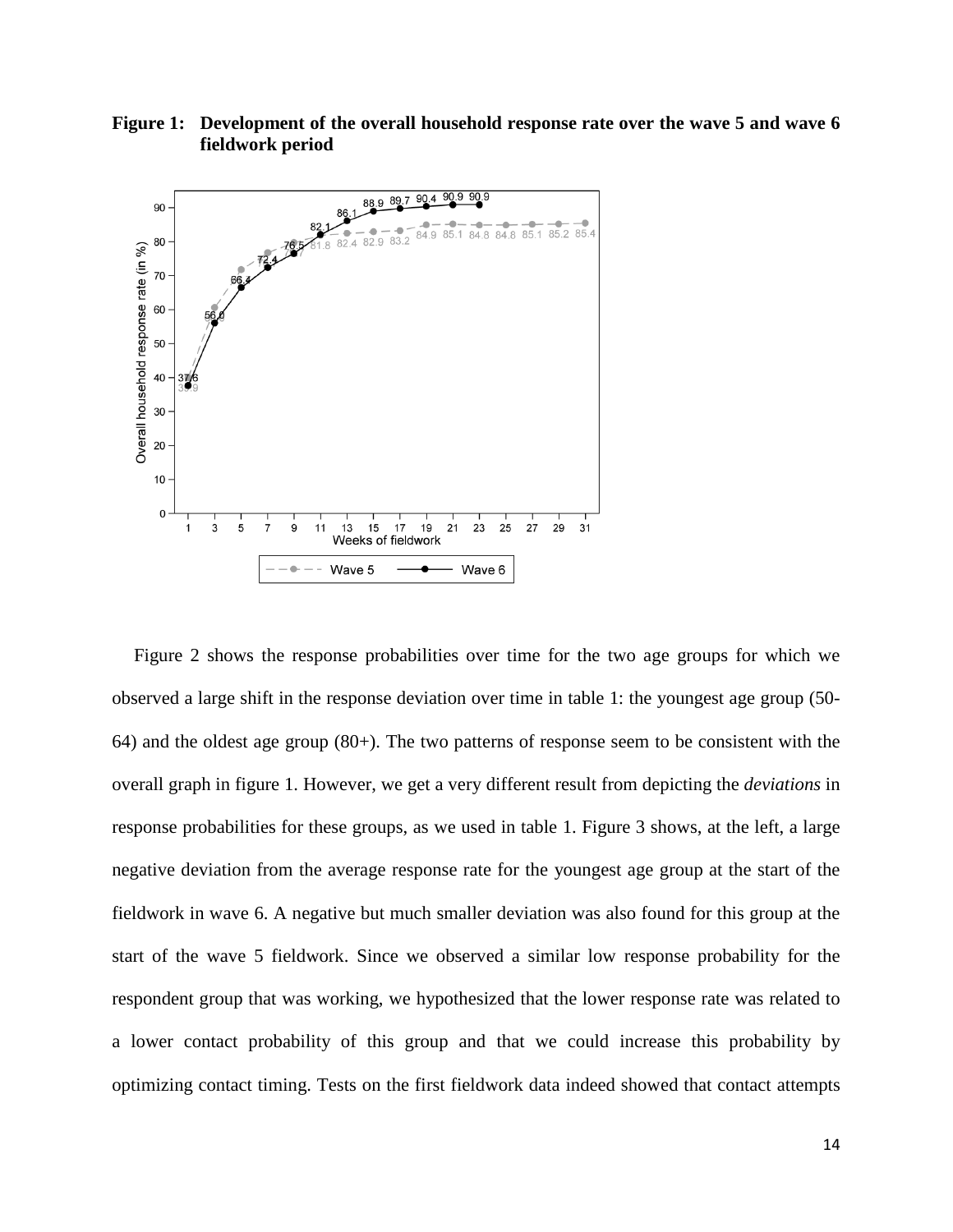**Figure 1: Development of the overall household response rate over the wave 5 and wave 6 fieldwork period**

Figure 2 shows the response probabilities over time for the two age groups for which we observed a large shift in the response deviation over time in table 1: the youngest age group (50-64) and the oldest age group (80+). The two patterns of response seem to be consistent with the overall graph in figure 1. However, we get a very different result from depicting the *deviations* in response probabilities for these groups, as we used in table 1. Figure 3 shows, at the left, a large negative deviation from the average response rate for the youngest age group at the start of the fieldwork in wave 6. A negative but much smaller deviation was also found for this group at the start of the wave 5 fieldwork. Since we observed a similar low response probability for the respondent group that was working, we hypothesized that the lower response rate was related to a lower contact probability of this group and that we could increase this probability by optimizing contact timing. Tests on the first fieldwork data indeed showed that contact attempts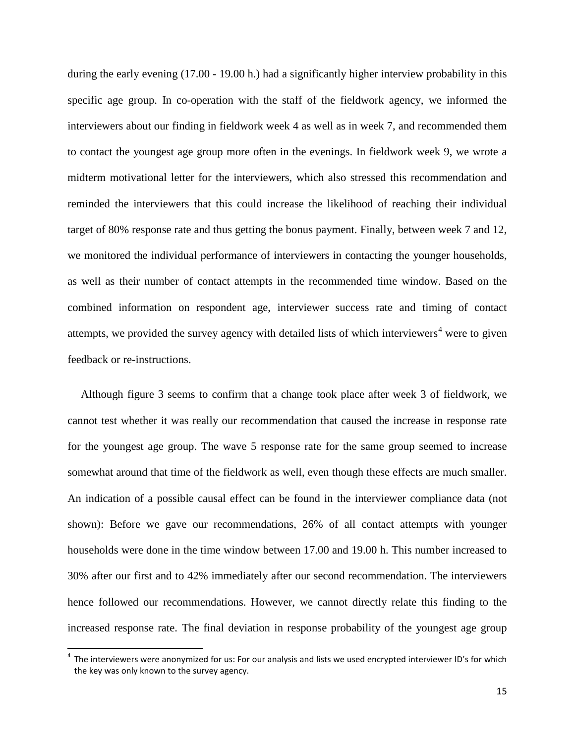during the early evening (17.00 - 19.00 h.) had a significantly higher interview probability in this specific age group. In co-operation with the staff of the fieldwork agency, we informed the interviewers about our finding in fieldwork week 4 as well as in week 7, and recommended them to contact the youngest age group more often in the evenings. In fieldwork week 9, we wrote a midterm motivational letter for the interviewers, which also stressed this recommendation and reminded the interviewers that this could increase the likelihood of reaching their individual target of 80% response rate and thus getting the bonus payment. Finally, between week 7 and 12, we monitored the individual performance of interviewers in contacting the younger households, as well as their number of contact attempts in the recommended time window. Based on the combined information on respondent age, interviewer success rate and timing of contact attempts, we provided the survey agency with detailed lists of which interviewers[4] were to given feedback or re-instructions.

Although figure 3 seems to confirm that a change took place after week 3 of fieldwork, we cannot test whether it was really our recommendation that caused the increase in response rate for the youngest age group. The wave 5 response rate for the same group seemed to increase somewhat around that time of the fieldwork as well, even though these effects are much smaller. An indication of a possible causal effect can be found in the interviewer compliance data (not shown): Before we gave our recommendations, 26% of all contact attempts with younger households were done in the time window between 17.00 and 19.00 h. This number increased to 30% after our first and to 42% immediately after our second recommendation. The interviewers hence followed our recommendations. However, we cannot directly relate this finding to the increased response rate. The final deviation in response probability of the youngest age group

[4] The interviewers were anonymized for us: For our analysis and lists we used encrypted interviewer ID's for which the key was only known to the survey agency.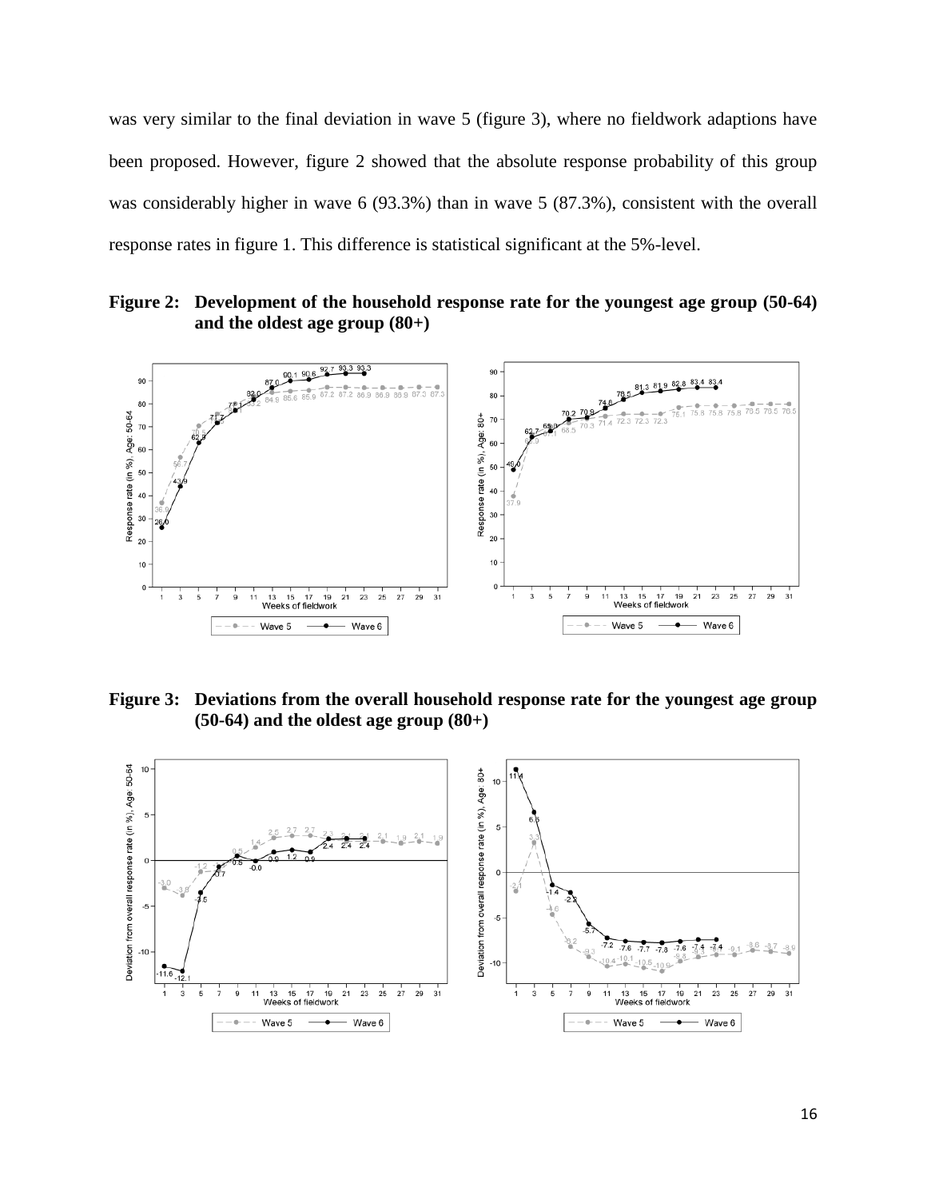was very similar to the final deviation in wave 5 (figure 3), where no fieldwork adaptions have been proposed. However, figure 2 showed that the absolute response probability of this group was considerably higher in wave 6 (93.3%) than in wave 5 (87.3%), consistent with the overall response rates in figure 1. This difference is statistical significant at the 5%-level.

**Figure 2: Development of the household response rate for the youngest age group (50-64) and the oldest age group (80+)**

**Figure 3: Deviations from the overall household response rate for the youngest age group (50-64) and the oldest age group (80+)**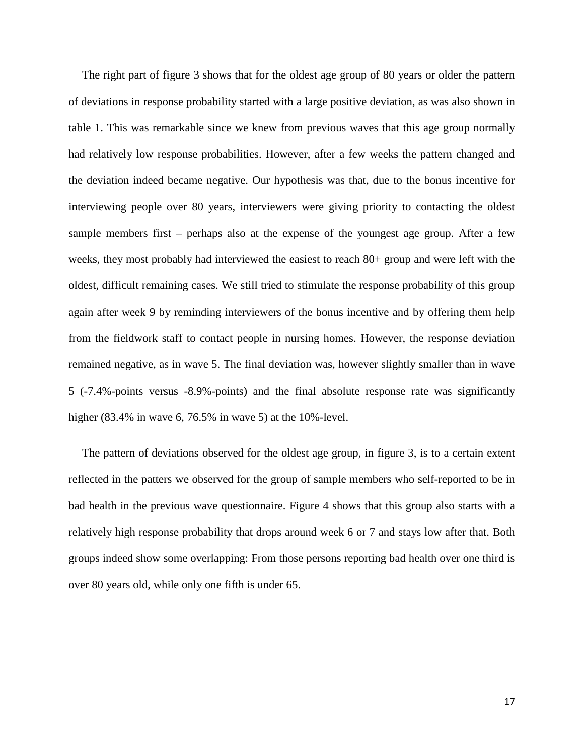The right part of figure 3 shows that for the oldest age group of 80 years or older the pattern of deviations in response probability started with a large positive deviation, as was also shown in table 1. This was remarkable since we knew from previous waves that this age group normally had relatively low response probabilities. However, after a few weeks the pattern changed and the deviation indeed became negative. Our hypothesis was that, due to the bonus incentive for interviewing people over 80 years, interviewers were giving priority to contacting the oldest sample members first – perhaps also at the expense of the youngest age group. After a few weeks, they most probably had interviewed the easiest to reach 80+ group and were left with the oldest, difficult remaining cases. We still tried to stimulate the response probability of this group again after week 9 by reminding interviewers of the bonus incentive and by offering them help from the fieldwork staff to contact people in nursing homes. However, the response deviation remained negative, as in wave 5. The final deviation was, however slightly smaller than in wave 5 (-7.4%-points versus -8.9%-points) and the final absolute response rate was significantly higher (83.4% in wave 6, 76.5% in wave 5) at the 10%-level.

The pattern of deviations observed for the oldest age group, in figure 3, is to a certain extent reflected in the patters we observed for the group of sample members who self-reported to be in bad health in the previous wave questionnaire. Figure 4 shows that this group also starts with a relatively high response probability that drops around week 6 or 7 and stays low after that. Both groups indeed show some overlapping: From those persons reporting bad health over one third is over 80 years old, while only one fifth is under 65.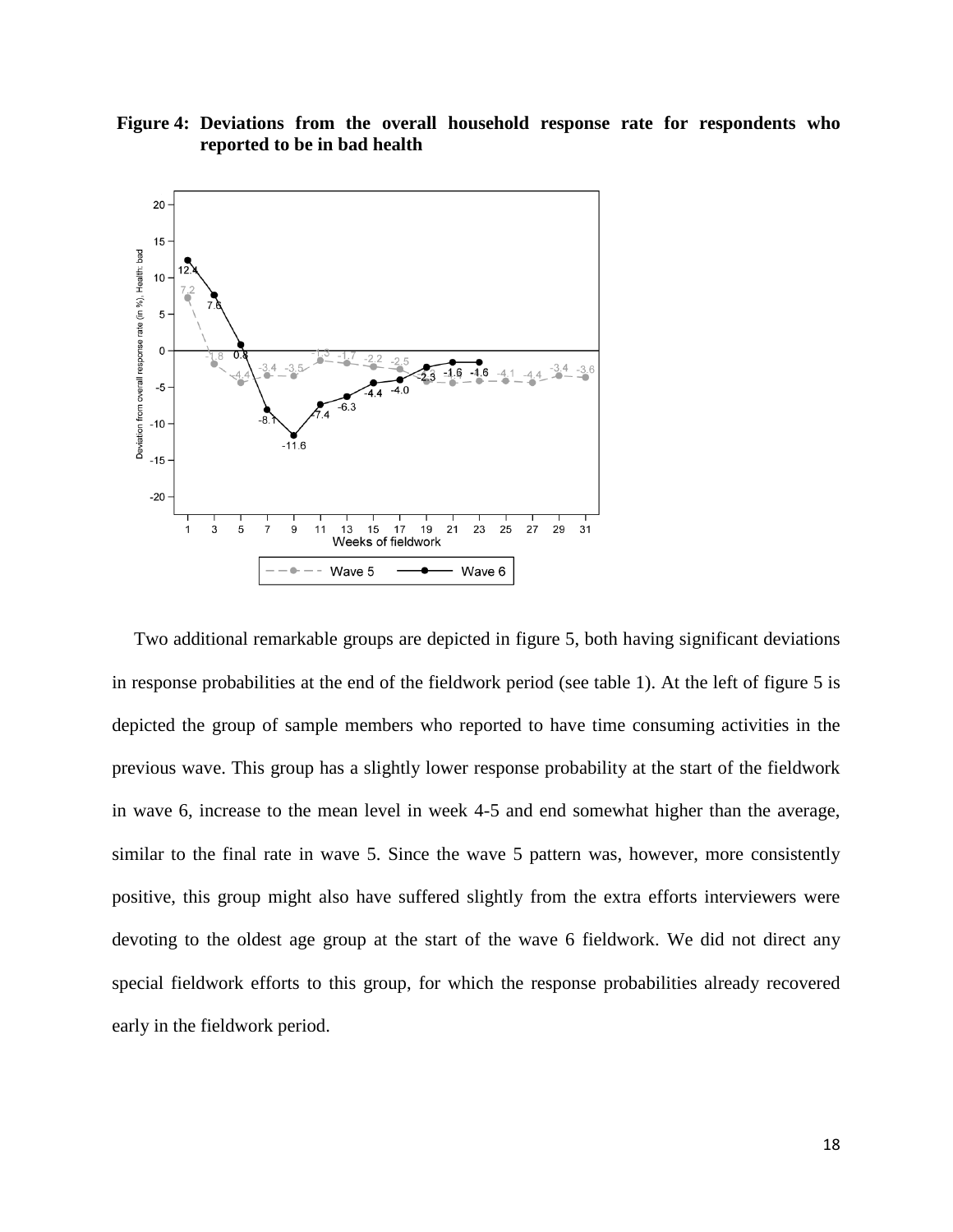**Figure 4: Deviations from the overall household response rate for respondents who reported to be in bad health**

Two additional remarkable groups are depicted in figure 5, both having significant deviations in response probabilities at the end of the fieldwork period (see table 1). At the left of figure 5 is depicted the group of sample members who reported to have time consuming activities in the previous wave. This group has a slightly lower response probability at the start of the fieldwork in wave 6, increase to the mean level in week 4-5 and end somewhat higher than the average, similar to the final rate in wave 5. Since the wave 5 pattern was, however, more consistently positive, this group might also have suffered slightly from the extra efforts interviewers were devoting to the oldest age group at the start of the wave 6 fieldwork. We did not direct any special fieldwork efforts to this group, for which the response probabilities already recovered early in the fieldwork period.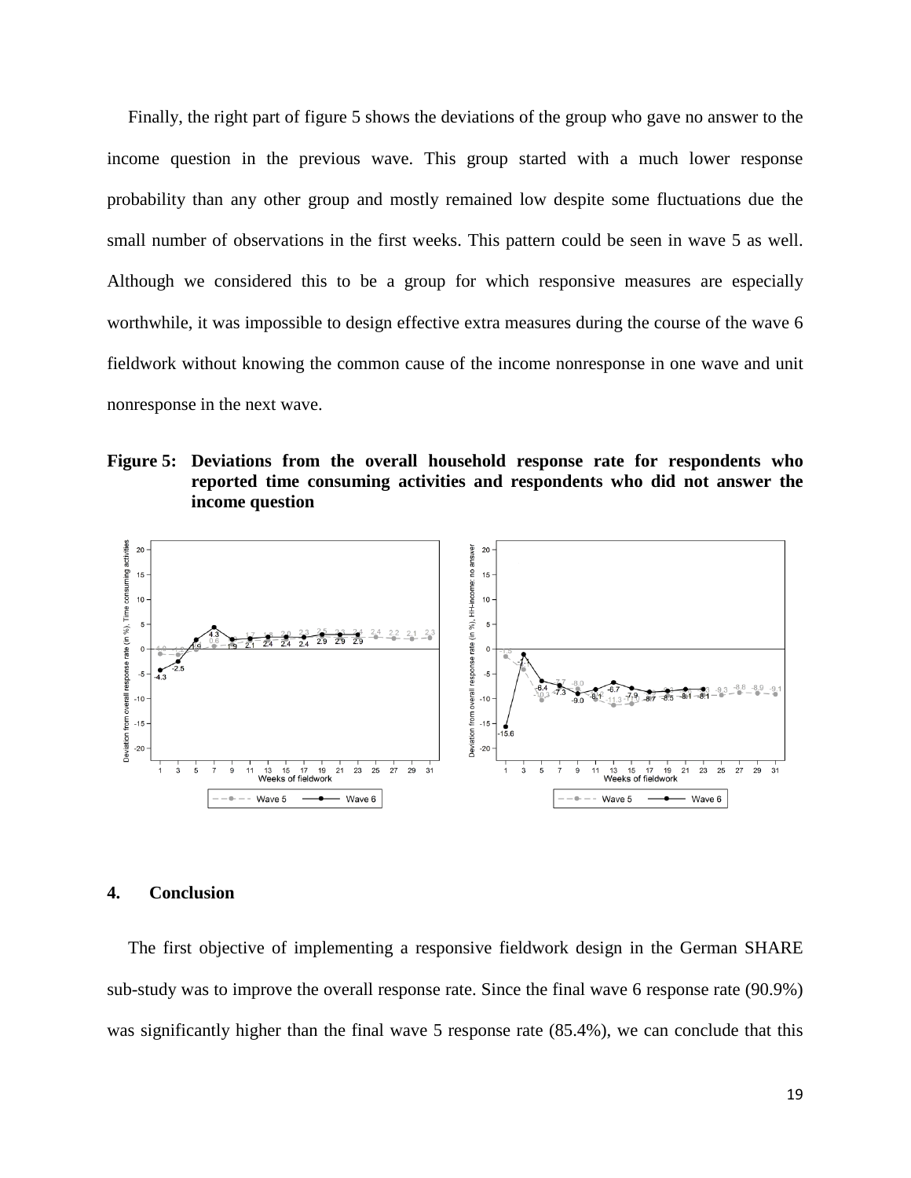Finally, the right part of figure 5 shows the deviations of the group who gave no answer to the income question in the previous wave. This group started with a much lower response probability than any other group and mostly remained low despite some fluctuations due the small number of observations in the first weeks. This pattern could be seen in wave 5 as well. Although we considered this to be a group for which responsive measures are especially worthwhile, it was impossible to design effective extra measures during the course of the wave 6 fieldwork without knowing the common cause of the income nonresponse in one wave and unit nonresponse in the next wave.

**Figure 5: Deviations from the overall household response rate for respondents who reported time consuming activities and respondents who did not answer the income question**

## 4. Conclusion

The first objective of implementing a responsive fieldwork design in the German SHARE sub-study was to improve the overall response rate. Since the final wave 6 response rate (90.9%) was significantly higher than the final wave 5 response rate (85.4%), we can conclude that this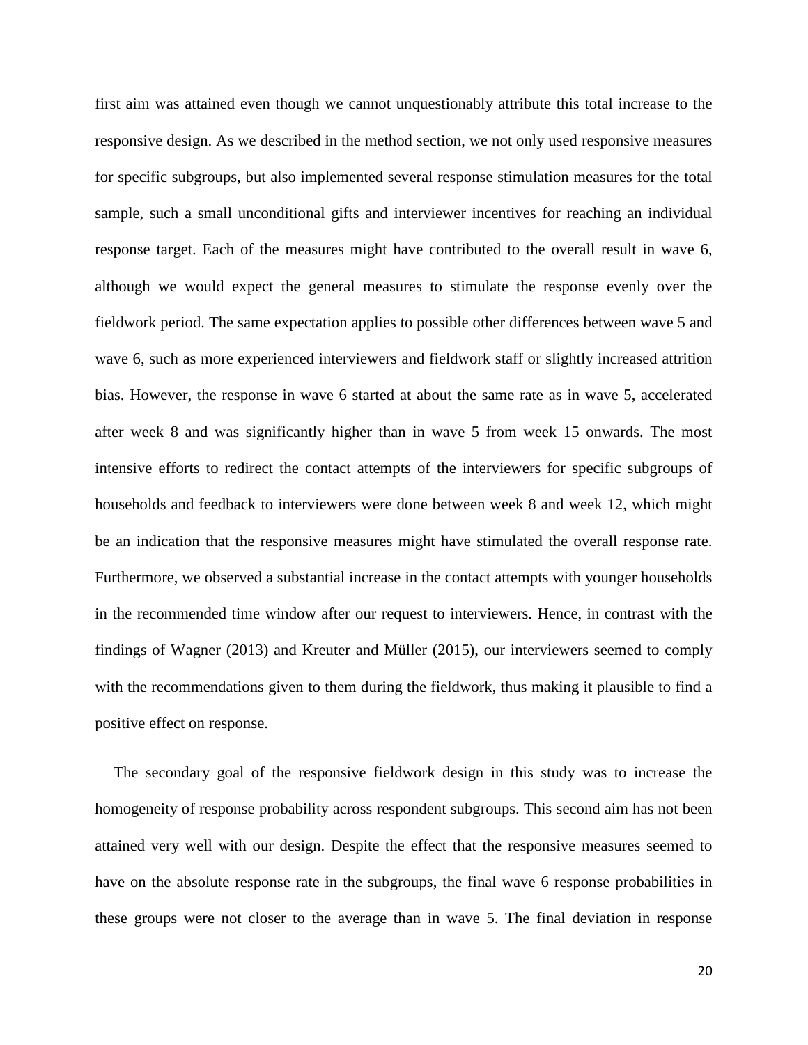first aim was attained even though we cannot unquestionably attribute this total increase to the responsive design. As we described in the method section, we not only used responsive measures for specific subgroups, but also implemented several response stimulation measures for the total sample, such a small unconditional gifts and interviewer incentives for reaching an individual response target. Each of the measures might have contributed to the overall result in wave 6, although we would expect the general measures to stimulate the response evenly over the fieldwork period. The same expectation applies to possible other differences between wave 5 and wave 6, such as more experienced interviewers and fieldwork staff or slightly increased attrition bias. However, the response in wave 6 started at about the same rate as in wave 5, accelerated after week 8 and was significantly higher than in wave 5 from week 15 onwards. The most intensive efforts to redirect the contact attempts of the interviewers for specific subgroups of households and feedback to interviewers were done between week 8 and week 12, which might be an indication that the responsive measures might have stimulated the overall response rate. Furthermore, we observed a substantial increase in the contact attempts with younger households in the recommended time window after our request to interviewers. Hence, in contrast with the findings of Wagner (2013) and Kreuter and Müller (2015), our interviewers seemed to comply with the recommendations given to them during the fieldwork, thus making it plausible to find a positive effect on response.

The secondary goal of the responsive fieldwork design in this study was to increase the homogeneity of response probability across respondent subgroups. This second aim has not been attained very well with our design. Despite the effect that the responsive measures seemed to have on the absolute response rate in the subgroups, the final wave 6 response probabilities in these groups were not closer to the average than in wave 5. The final deviation in response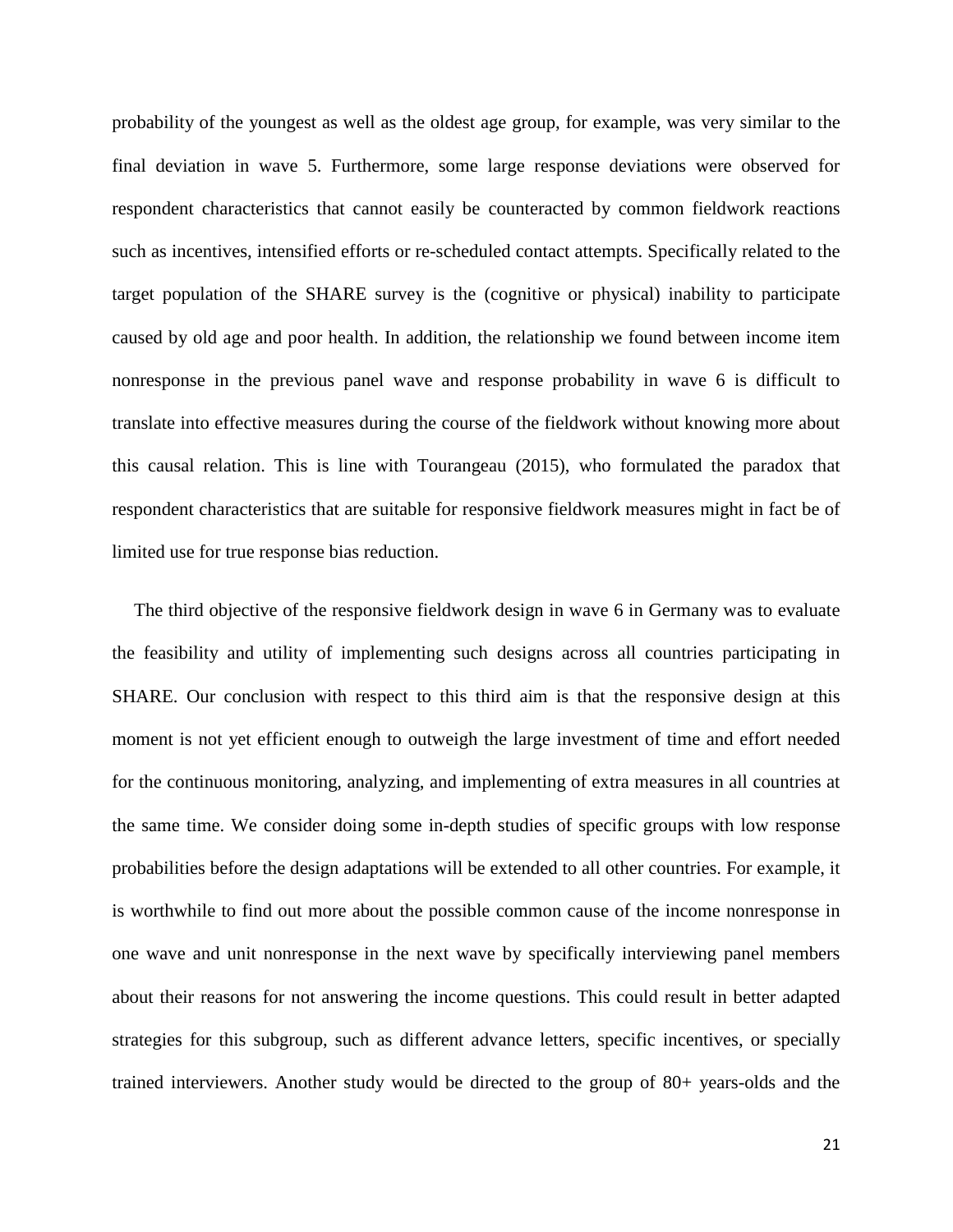probability of the youngest as well as the oldest age group, for example, was very similar to the final deviation in wave 5. Furthermore, some large response deviations were observed for respondent characteristics that cannot easily be counteracted by common fieldwork reactions such as incentives, intensified efforts or re-scheduled contact attempts. Specifically related to the target population of the SHARE survey is the (cognitive or physical) inability to participate caused by old age and poor health. In addition, the relationship we found between income item nonresponse in the previous panel wave and response probability in wave 6 is difficult to translate into effective measures during the course of the fieldwork without knowing more about this causal relation. This is line with Tourangeau (2015), who formulated the paradox that respondent characteristics that are suitable for responsive fieldwork measures might in fact be of limited use for true response bias reduction.

The third objective of the responsive fieldwork design in wave 6 in Germany was to evaluate the feasibility and utility of implementing such designs across all countries participating in SHARE. Our conclusion with respect to this third aim is that the responsive design at this moment is not yet efficient enough to outweigh the large investment of time and effort needed for the continuous monitoring, analyzing, and implementing of extra measures in all countries at the same time. We consider doing some in-depth studies of specific groups with low response probabilities before the design adaptations will be extended to all other countries. For example, it is worthwhile to find out more about the possible common cause of the income nonresponse in one wave and unit nonresponse in the next wave by specifically interviewing panel members about their reasons for not answering the income questions. This could result in better adapted strategies for this subgroup, such as different advance letters, specific incentives, or specially trained interviewers. Another study would be directed to the group of 80+ years-olds and the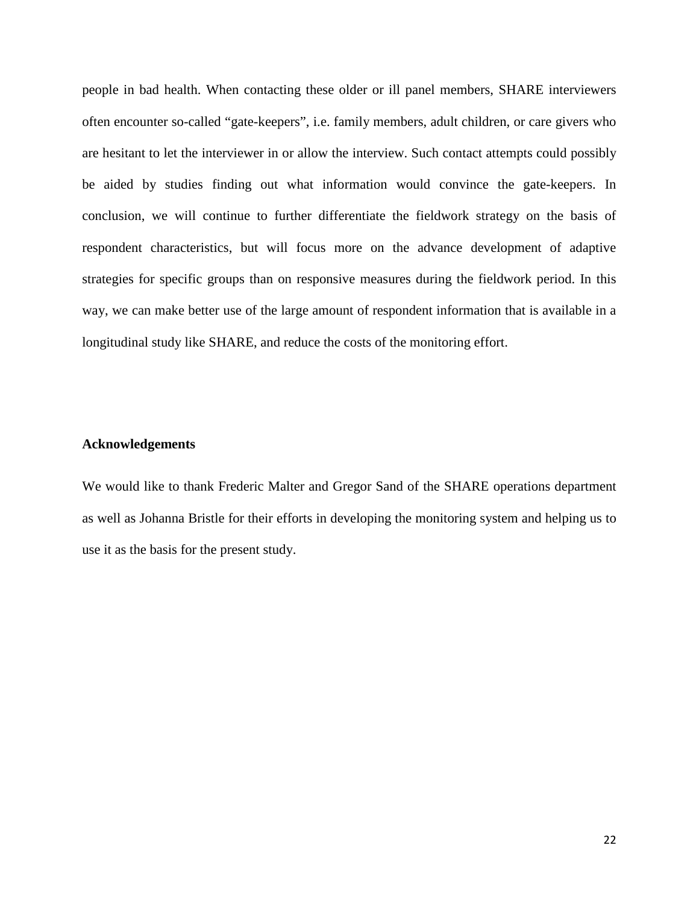people in bad health. When contacting these older or ill panel members, SHARE interviewers often encounter so-called "gate-keepers", i.e. family members, adult children, or care givers who are hesitant to let the interviewer in or allow the interview. Such contact attempts could possibly be aided by studies finding out what information would convince the gate-keepers. In conclusion, we will continue to further differentiate the fieldwork strategy on the basis of respondent characteristics, but will focus more on the advance development of adaptive strategies for specific groups than on responsive measures during the fieldwork period. In this way, we can make better use of the large amount of respondent information that is available in a longitudinal study like SHARE, and reduce the costs of the monitoring effort.

## Acknowledgements

We would like to thank Frederic Malter and Gregor Sand of the SHARE operations department as well as Johanna Bristle for their efforts in developing the monitoring system and helping us to use it as the basis for the present study.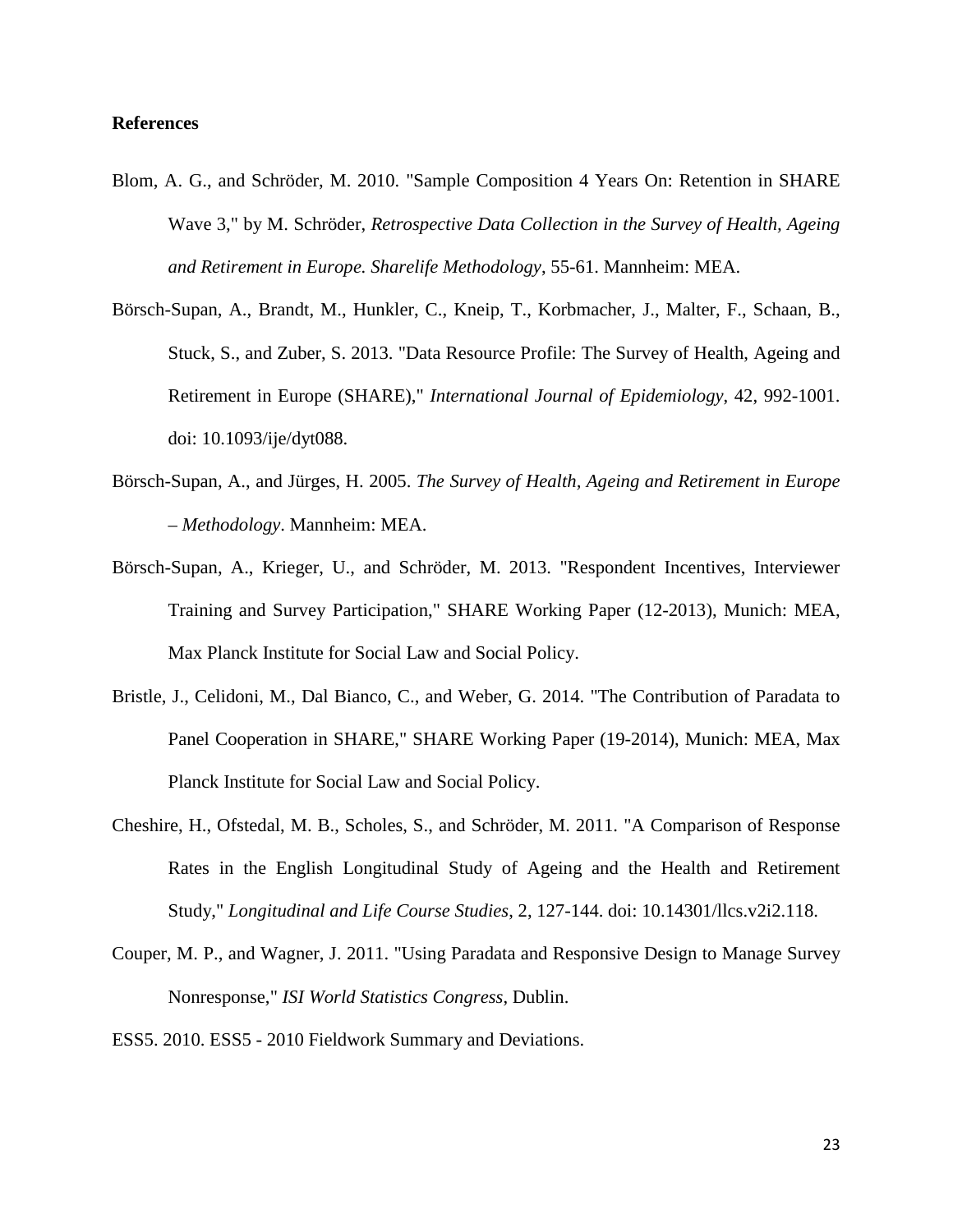**References**

Blom, A. G., and Schröder, M. 2010. "Sample Composition 4 Years On: Retention in SHARE Wave 3," by M. Schröder, *Retrospective Data Collection in the Survey of Health, Ageing and Retirement in Europe. Sharelife Methodology*, 55-61. Mannheim: MEA.

Börsch-Supan, A., Brandt, M., Hunkler, C., Kneip, T., Korbmacher, J., Malter, F., Schaan, B., Stuck, S., and Zuber, S. 2013. "Data Resource Profile: The Survey of Health, Ageing and Retirement in Europe (SHARE)," *International Journal of Epidemiology*, 42, 992-1001. doi: 10.1093/ije/dyt088.

Börsch-Supan, A., and Jürges, H. 2005. *The Survey of Health, Ageing and Retirement in Europe – Methodology*. Mannheim: MEA.

Börsch-Supan, A., Krieger, U., and Schröder, M. 2013. "Respondent Incentives, Interviewer Training and Survey Participation," SHARE Working Paper (12-2013), Munich: MEA, Max Planck Institute for Social Law and Social Policy.

Bristle, J., Celidoni, M., Dal Bianco, C., and Weber, G. 2014. "The Contribution of Paradata to Panel Cooperation in SHARE," SHARE Working Paper (19-2014), Munich: MEA, Max Planck Institute for Social Law and Social Policy.

Cheshire, H., Ofstedal, M. B., Scholes, S., and Schröder, M. 2011. "A Comparison of Response Rates in the English Longitudinal Study of Ageing and the Health and Retirement Study," *Longitudinal and Life Course Studies*, 2, 127-144. doi: 10.14301/llcs.v2i2.118.

Couper, M. P., and Wagner, J. 2011. "Using Paradata and Responsive Design to Manage Survey Nonresponse," *ISI World Statistics Congress*, Dublin.

ESS5. 2010. ESS5 - 2010 Fieldwork Summary and Deviations.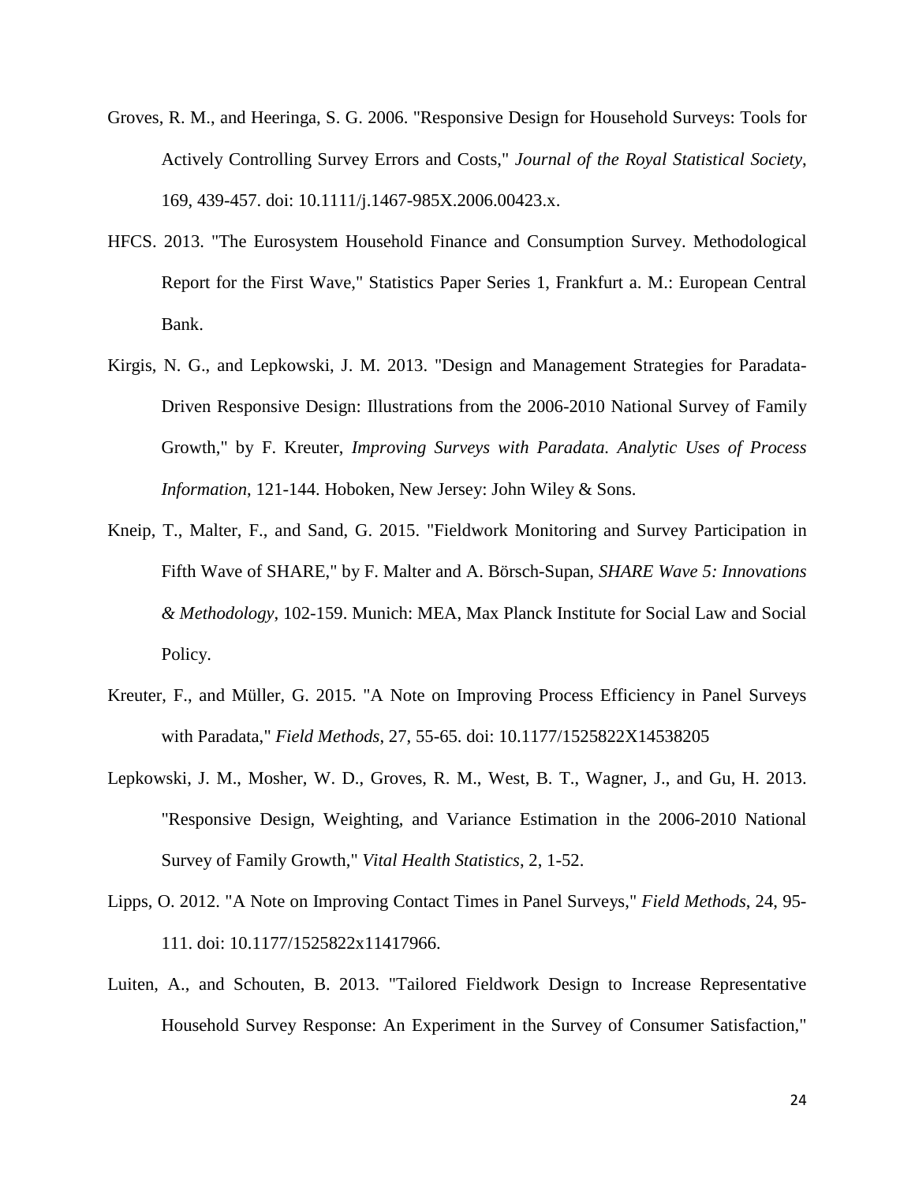Groves, R. M., and Heeringa, S. G. 2006. "Responsive Design for Household Surveys: Tools for Actively Controlling Survey Errors and Costs," *Journal of the Royal Statistical Society*, 169, 439-457. doi: 10.1111/j.1467-985X.2006.00423.x.

HFCS. 2013. "The Eurosystem Household Finance and Consumption Survey. Methodological Report for the First Wave," Statistics Paper Series 1, Frankfurt a. M.: European Central Bank.

Kirgis, N. G., and Lepkowski, J. M. 2013. "Design and Management Strategies for Paradata-Driven Responsive Design: Illustrations from the 2006-2010 National Survey of Family Growth," by F. Kreuter, *Improving Surveys with Paradata. Analytic Uses of Process Information*, 121-144. Hoboken, New Jersey: John Wiley & Sons.

Kneip, T., Malter, F., and Sand, G. 2015. "Fieldwork Monitoring and Survey Participation in Fifth Wave of SHARE," by F. Malter and A. Börsch-Supan, *SHARE Wave 5: Innovations & Methodology*, 102-159. Munich: MEA, Max Planck Institute for Social Law and Social Policy.

Kreuter, F., and Müller, G. 2015. "A Note on Improving Process Efficiency in Panel Surveys with Paradata," *Field Methods*, 27, 55-65. doi: 10.1177/1525822X14538205

Lepkowski, J. M., Mosher, W. D., Groves, R. M., West, B. T., Wagner, J., and Gu, H. 2013. "Responsive Design, Weighting, and Variance Estimation in the 2006-2010 National Survey of Family Growth," *Vital Health Statistics*, 2, 1-52.

Lipps, O. 2012. "A Note on Improving Contact Times in Panel Surveys," *Field Methods*, 24, 95-111. doi: 10.1177/1525822x11417966.

Luiten, A., and Schouten, B. 2013. "Tailored Fieldwork Design to Increase Representative Household Survey Response: An Experiment in the Survey of Consumer Satisfaction,"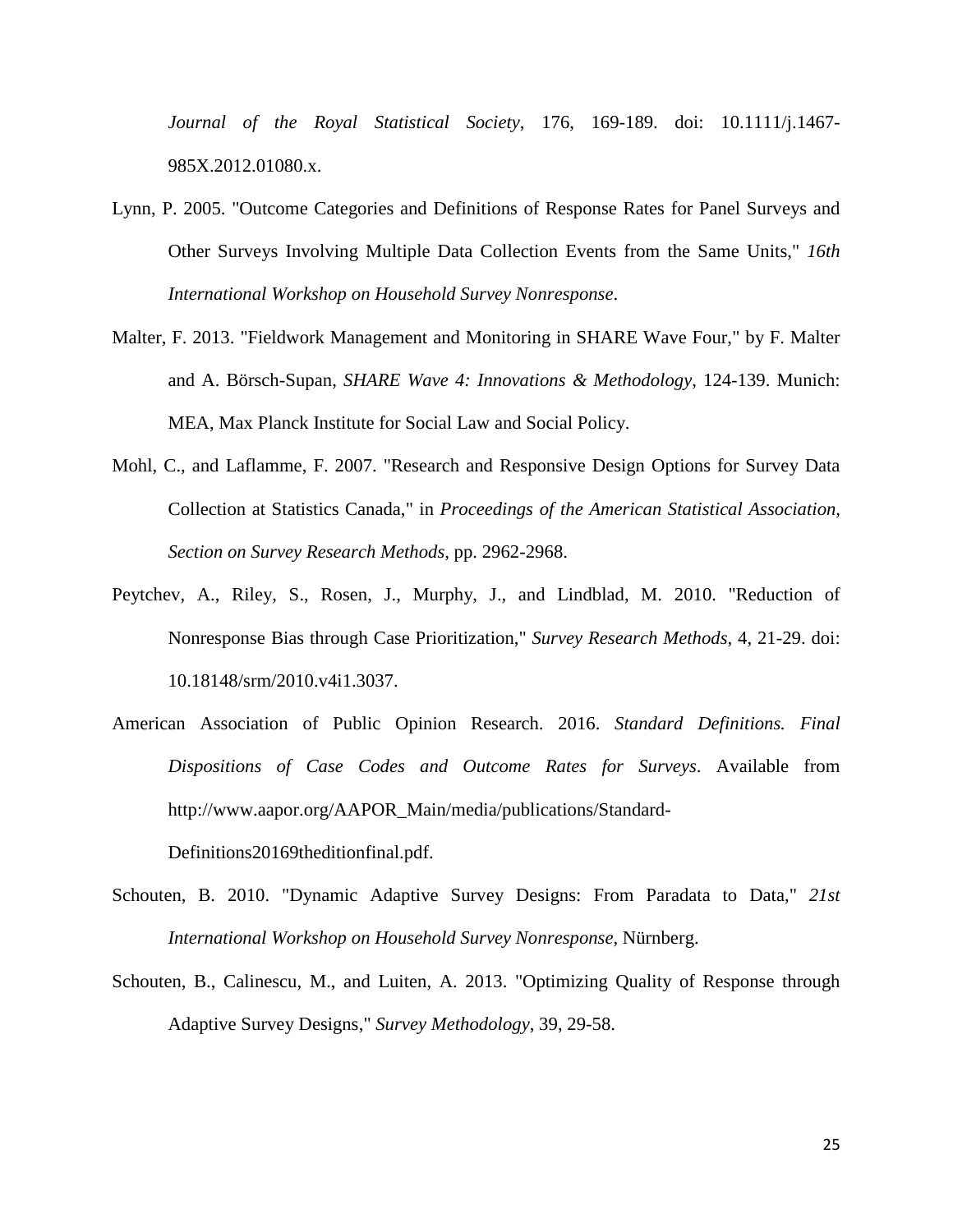*Journal of the Royal Statistical Society*, 176, 169-189. doi: 10.1111/j.1467-985X.2012.01080.x.

Lynn, P. 2005. "Outcome Categories and Definitions of Response Rates for Panel Surveys and Other Surveys Involving Multiple Data Collection Events from the Same Units," *16th International Workshop on Household Survey Nonresponse*.

Malter, F. 2013. "Fieldwork Management and Monitoring in SHARE Wave Four," by F. Malter and A. Börsch-Supan, *SHARE Wave 4: Innovations & Methodology*, 124-139. Munich: MEA, Max Planck Institute for Social Law and Social Policy.

Mohl, C., and Laflamme, F. 2007. "Research and Responsive Design Options for Survey Data Collection at Statistics Canada," in *Proceedings of the American Statistical Association, Section on Survey Research Methods*, pp. 2962-2968.

Peytchev, A., Riley, S., Rosen, J., Murphy, J., and Lindblad, M. 2010. "Reduction of Nonresponse Bias through Case Prioritization," *Survey Research Methods*, 4, 21-29. doi: 10.18148/srm/2010.v4i1.3037.

American Association of Public Opinion Research. 2016. *Standard Definitions. Final Dispositions of Case Codes and Outcome Rates for Surveys*. Available from http://www.aapor.org/AAPOR_Main/media/publications/Standard-Definitions20169theditionfinal.pdf.

Schouten, B. 2010. "Dynamic Adaptive Survey Designs: From Paradata to Data," *21st International Workshop on Household Survey Nonresponse*, Nürnberg.

Schouten, B., Calinescu, M., and Luiten, A. 2013. "Optimizing Quality of Response through Adaptive Survey Designs," *Survey Methodology*, 39, 29-58.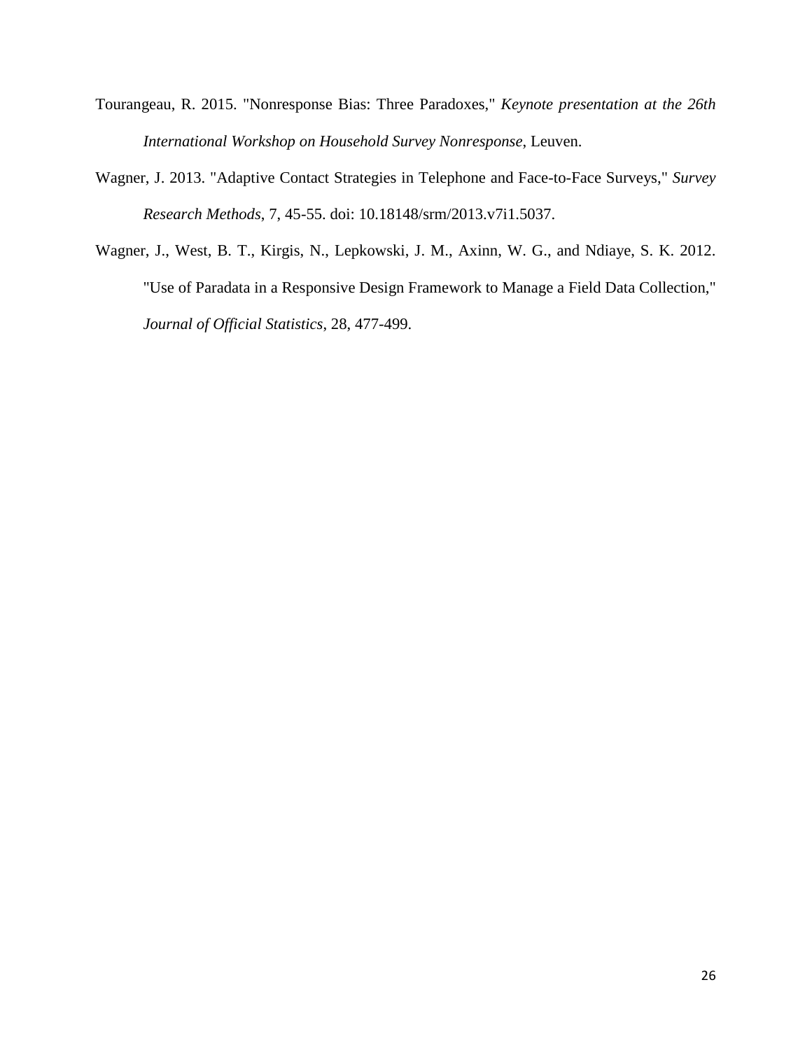Tourangeau, R. 2015. "Nonresponse Bias: Three Paradoxes," *Keynote presentation at the 26th International Workshop on Household Survey Nonresponse*, Leuven.

Wagner, J. 2013. "Adaptive Contact Strategies in Telephone and Face-to-Face Surveys," *Survey Research Methods*, 7, 45-55. doi: 10.18148/srm/2013.v7i1.5037.

Wagner, J., West, B. T., Kirgis, N., Lepkowski, J. M., Axinn, W. G., and Ndiaye, S. K. 2012. "Use of Paradata in a Responsive Design Framework to Manage a Field Data Collection," *Journal of Official Statistics*, 28, 477-499.